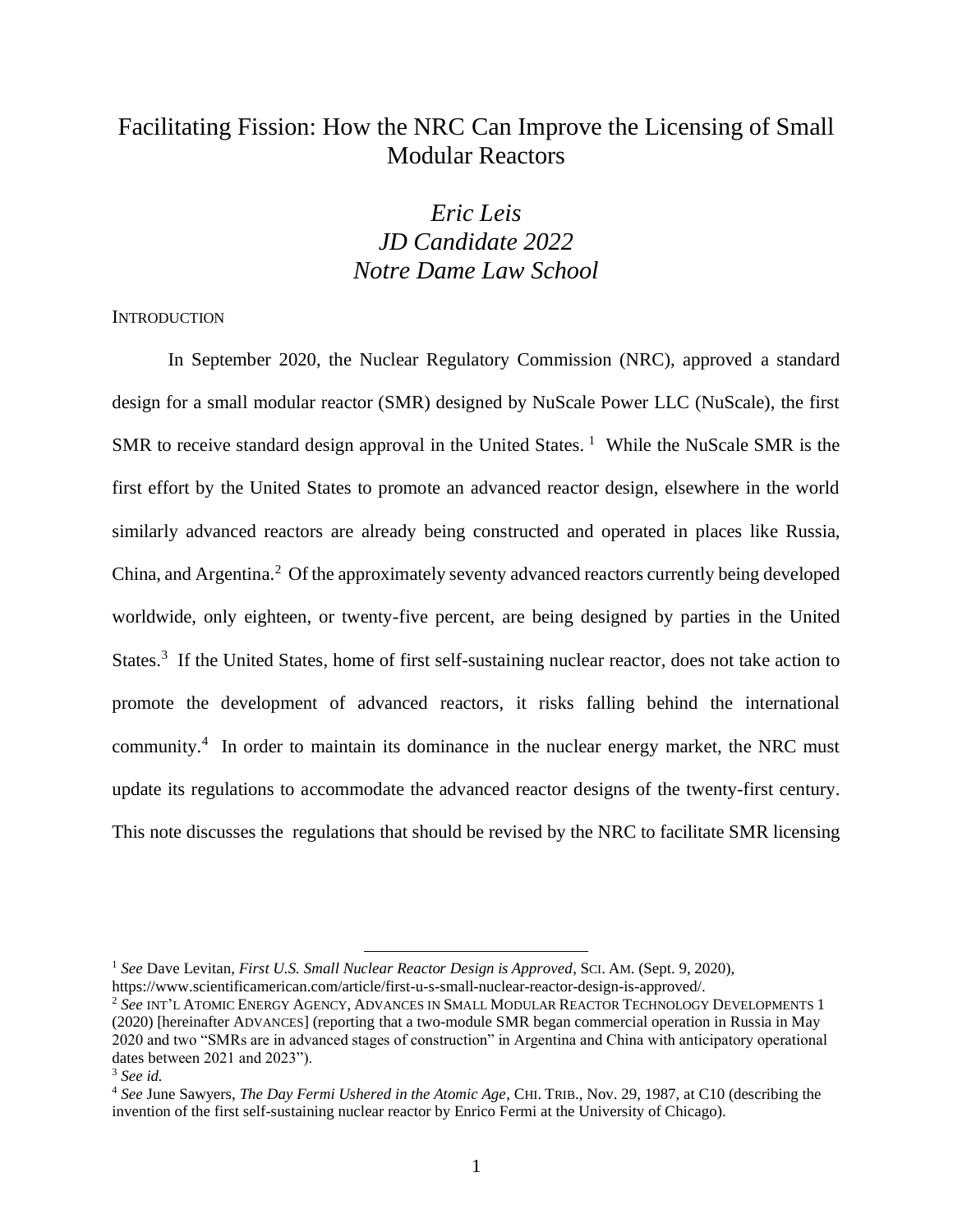# Facilitating Fission: How the NRC Can Improve the Licensing of Small Modular Reactors

*Eric Leis*
*JD Candidate 2022*
*Notre Dame Law School*

## INTRODUCTION

In September 2020, the Nuclear Regulatory Commission (NRC), approved a standard design for a small modular reactor (SMR) designed by NuScale Power LLC (NuScale), the first SMR to receive standard design approval in the United States. [1] While the NuScale SMR is the first effort by the United States to promote an advanced reactor design, elsewhere in the world similarly advanced reactors are already being constructed and operated in places like Russia, China, and Argentina.[2] Of the approximately seventy advanced reactors currently being developed worldwide, only eighteen, or twenty-five percent, are being designed by parties in the United States.[3] If the United States, home of first self-sustaining nuclear reactor, does not take action to promote the development of advanced reactors, it risks falling behind the international community.[4] In order to maintain its dominance in the nuclear energy market, the NRC must update its regulations to accommodate the advanced reactor designs of the twenty-first century. This note discusses the regulations that should be revised by the NRC to facilitate SMR licensing

---

[1] *See* Dave Levitan, *First U.S. Small Nuclear Reactor Design is Approved*, SCI. AM. (Sept. 9, 2020), https://www.scientificamerican.com/article/first-u-s-small-nuclear-reactor-design-is-approved/.

[2] *See* INT'L ATOMIC ENERGY AGENCY, ADVANCES IN SMALL MODULAR REACTOR TECHNOLOGY DEVELOPMENTS 1 (2020) [hereinafter ADVANCES] (reporting that a two-module SMR began commercial operation in Russia in May 2020 and two "SMRs are in advanced stages of construction" in Argentina and China with anticipatory operational dates between 2021 and 2023").

[3] *See id.*

[4] *See* June Sawyers, *The Day Fermi Ushered in the Atomic Age*, CHI. TRIB., Nov. 29, 1987, at C10 (describing the invention of the first self-sustaining nuclear reactor by Enrico Fermi at the University of Chicago).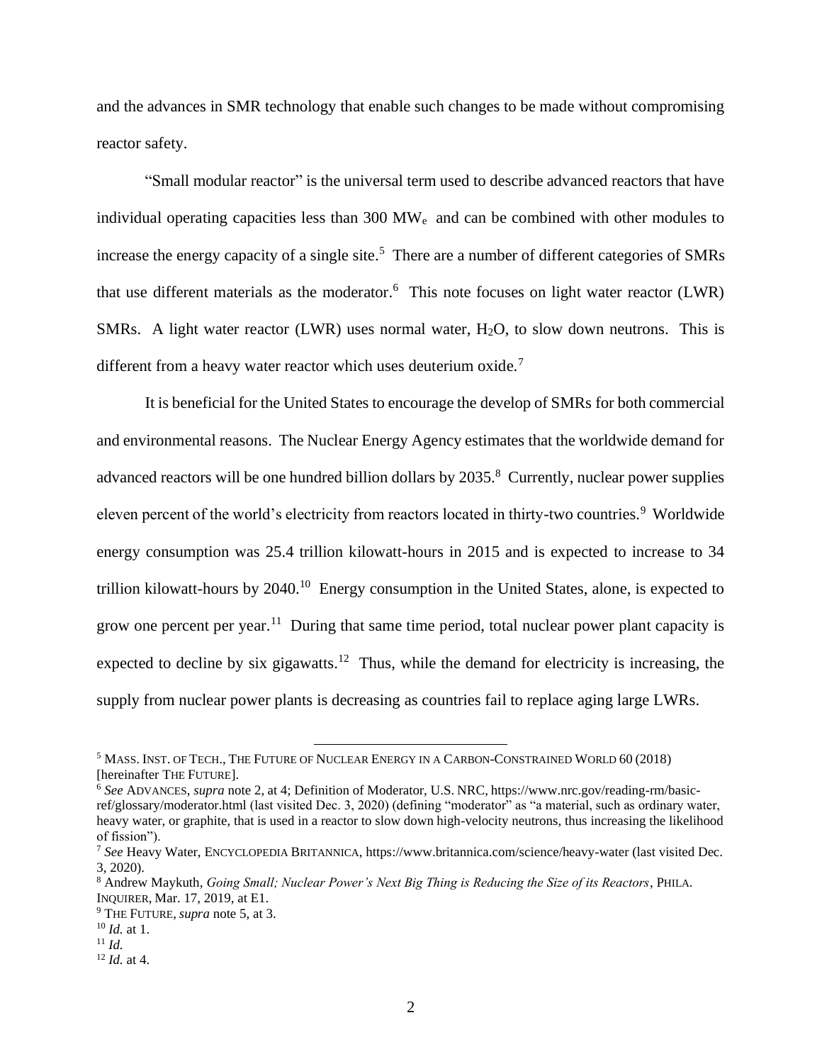and the advances in SMR technology that enable such changes to be made without compromising reactor safety.

"Small modular reactor" is the universal term used to describe advanced reactors that have individual operating capacities less than 300 $MW_e$ and can be combined with other modules to increase the energy capacity of a single site.[5] There are a number of different categories of SMRs that use different materials as the moderator.[6] This note focuses on light water reactor (LWR) SMRs. A light water reactor (LWR) uses normal water, $H_2O$, to slow down neutrons. This is different from a heavy water reactor which uses deuterium oxide.[7]

It is beneficial for the United States to encourage the develop of SMRs for both commercial and environmental reasons. The Nuclear Energy Agency estimates that the worldwide demand for advanced reactors will be one hundred billion dollars by 2035.[8] Currently, nuclear power supplies eleven percent of the world's electricity from reactors located in thirty-two countries.[9] Worldwide energy consumption was 25.4 trillion kilowatt-hours in 2015 and is expected to increase to 34 trillion kilowatt-hours by 2040.[10] Energy consumption in the United States, alone, is expected to grow one percent per year.[11] During that same time period, total nuclear power plant capacity is expected to decline by six gigawatts.[12] Thus, while the demand for electricity is increasing, the supply from nuclear power plants is decreasing as countries fail to replace aging large LWRs.

---

[5] MASS. INST. OF TECH., THE FUTURE OF NUCLEAR ENERGY IN A CARBON-CONSTRAINED WORLD 60 (2018) [hereinafter THE FUTURE].

[6] *See* ADVANCES, *supra* note 2, at 4; Definition of Moderator, U.S. NRC, https://www.nrc.gov/reading-rm/basic-ref/glossary/moderator.html (last visited Dec. 3, 2020) (defining "moderator" as "a material, such as ordinary water, heavy water, or graphite, that is used in a reactor to slow down high-velocity neutrons, thus increasing the likelihood of fission").

[7] *See* Heavy Water, ENCYCLOPEDIA BRITANNICA, https://www.britannica.com/science/heavy-water (last visited Dec. 3, 2020).

[8] Andrew Maykuth, *Going Small; Nuclear Power's Next Big Thing is Reducing the Size of its Reactors*, PHILA. INQUIRER, Mar. 17, 2019, at E1.

[9] THE FUTURE, *supra* note 5, at 3.

[10] *Id.* at 1.

[11] *Id.*

[12] *Id.* at 4.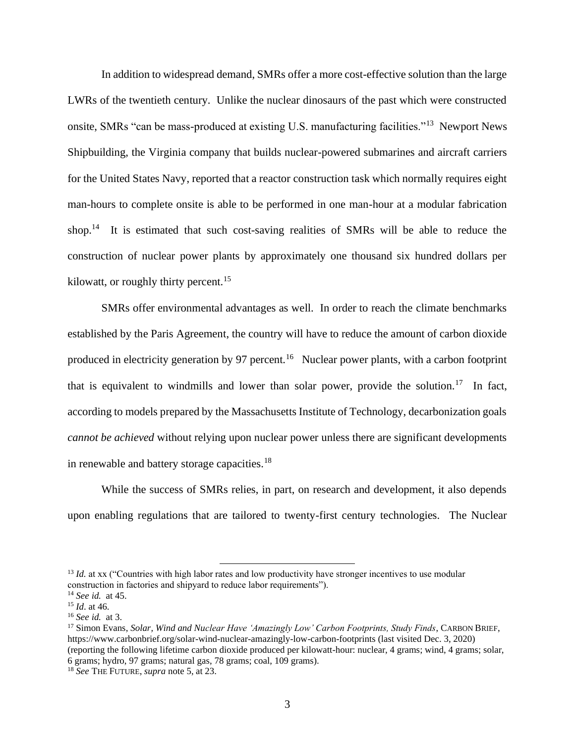In addition to widespread demand, SMRs offer a more cost-effective solution than the large LWRs of the twentieth century. Unlike the nuclear dinosaurs of the past which were constructed onsite, SMRs "can be mass-produced at existing U.S. manufacturing facilities."[13] Newport News Shipbuilding, the Virginia company that builds nuclear-powered submarines and aircraft carriers for the United States Navy, reported that a reactor construction task which normally requires eight man-hours to complete onsite is able to be performed in one man-hour at a modular fabrication shop.[14] It is estimated that such cost-saving realities of SMRs will be able to reduce the construction of nuclear power plants by approximately one thousand six hundred dollars per kilowatt, or roughly thirty percent.[15]

SMRs offer environmental advantages as well. In order to reach the climate benchmarks established by the Paris Agreement, the country will have to reduce the amount of carbon dioxide produced in electricity generation by 97 percent.[16] Nuclear power plants, with a carbon footprint that is equivalent to windmills and lower than solar power, provide the solution.[17] In fact, according to models prepared by the Massachusetts Institute of Technology, decarbonization goals *cannot be achieved* without relying upon nuclear power unless there are significant developments in renewable and battery storage capacities.[18]

While the success of SMRs relies, in part, on research and development, it also depends upon enabling regulations that are tailored to twenty-first century technologies. The Nuclear

---

[13] *Id.* at xx ("Countries with high labor rates and low productivity have stronger incentives to use modular construction in factories and shipyard to reduce labor requirements").

[14] *See id.* at 45.

[15] *Id*. at 46.

[16] *See id.* at 3.

[17] Simon Evans, *Solar, Wind and Nuclear Have 'Amazingly Low' Carbon Footprints, Study Finds*, CARBON BRIEF, https://www.carbonbrief.org/solar-wind-nuclear-amazingly-low-carbon-footprints (last visited Dec. 3, 2020) (reporting the following lifetime carbon dioxide produced per kilowatt-hour: nuclear, 4 grams; wind, 4 grams; solar, 6 grams; hydro, 97 grams; natural gas, 78 grams; coal, 109 grams).

[18] *See* THE FUTURE, *supra* note 5, at 23.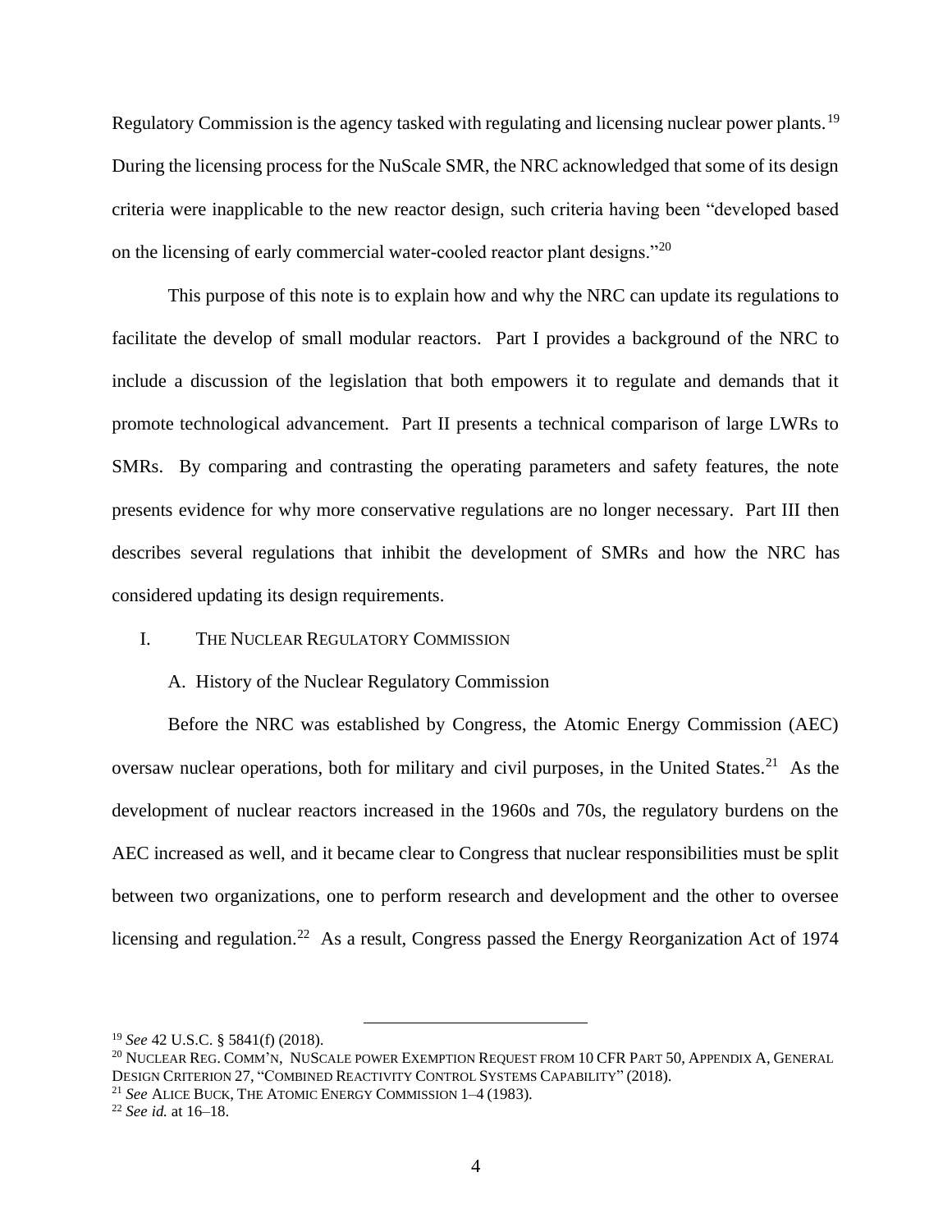Regulatory Commission is the agency tasked with regulating and licensing nuclear power plants.[19] During the licensing process for the NuScale SMR, the NRC acknowledged that some of its design criteria were inapplicable to the new reactor design, such criteria having been "developed based on the licensing of early commercial water-cooled reactor plant designs."[20]

This purpose of this note is to explain how and why the NRC can update its regulations to facilitate the develop of small modular reactors. Part I provides a background of the NRC to include a discussion of the legislation that both empowers it to regulate and demands that it promote technological advancement. Part II presents a technical comparison of large LWRs to SMRs. By comparing and contrasting the operating parameters and safety features, the note presents evidence for why more conservative regulations are no longer necessary. Part III then describes several regulations that inhibit the development of SMRs and how the NRC has considered updating its design requirements.

## I. THE NUCLEAR REGULATORY COMMISSION

### A. History of the Nuclear Regulatory Commission

Before the NRC was established by Congress, the Atomic Energy Commission (AEC) oversaw nuclear operations, both for military and civil purposes, in the United States.[21] As the development of nuclear reactors increased in the 1960s and 70s, the regulatory burdens on the AEC increased as well, and it became clear to Congress that nuclear responsibilities must be split between two organizations, one to perform research and development and the other to oversee licensing and regulation.[22] As a result, Congress passed the Energy Reorganization Act of 1974

---

[19] *See* 42 U.S.C. § 5841(f) (2018).

[20] NUCLEAR REG. COMM'N, NUSCALE POWER EXEMPTION REQUEST FROM 10 CFR PART 50, APPENDIX A, GENERAL DESIGN CRITERION 27, "COMBINED REACTIVITY CONTROL SYSTEMS CAPABILITY" (2018).

[21] *See* ALICE BUCK, THE ATOMIC ENERGY COMMISSION 1–4 (1983).

[22] *See id.* at 16–18.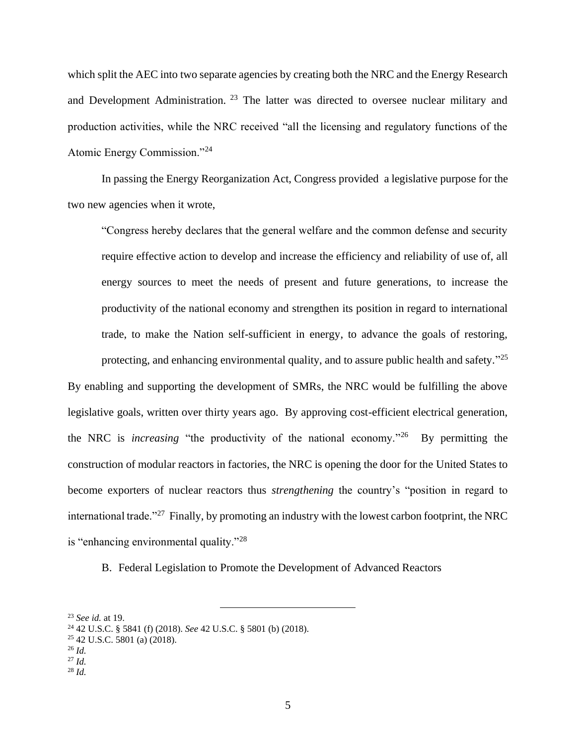which split the AEC into two separate agencies by creating both the NRC and the Energy Research and Development Administration. [23] The latter was directed to oversee nuclear military and production activities, while the NRC received "all the licensing and regulatory functions of the Atomic Energy Commission."[24]

In passing the Energy Reorganization Act, Congress provided a legislative purpose for the two new agencies when it wrote,

> "Congress hereby declares that the general welfare and the common defense and security require effective action to develop and increase the efficiency and reliability of use of, all energy sources to meet the needs of present and future generations, to increase the productivity of the national economy and strengthen its position in regard to international trade, to make the Nation self-sufficient in energy, to advance the goals of restoring, protecting, and enhancing environmental quality, and to assure public health and safety."[25]

By enabling and supporting the development of SMRs, the NRC would be fulfilling the above legislative goals, written over thirty years ago. By approving cost-efficient electrical generation, the NRC is *increasing* "the productivity of the national economy."[26] By permitting the construction of modular reactors in factories, the NRC is opening the door for the United States to become exporters of nuclear reactors thus *strengthening* the country's "position in regard to international trade."[27] Finally, by promoting an industry with the lowest carbon footprint, the NRC is "enhancing environmental quality."[28]

B. Federal Legislation to Promote the Development of Advanced Reactors

---

[23] *See id.* at 19.
[24] 42 U.S.C. § 5841 (f) (2018). *See* 42 U.S.C. § 5801 (b) (2018).
[25] 42 U.S.C. 5801 (a) (2018).
[26] *Id.*
[27] *Id.*
[28] *Id.*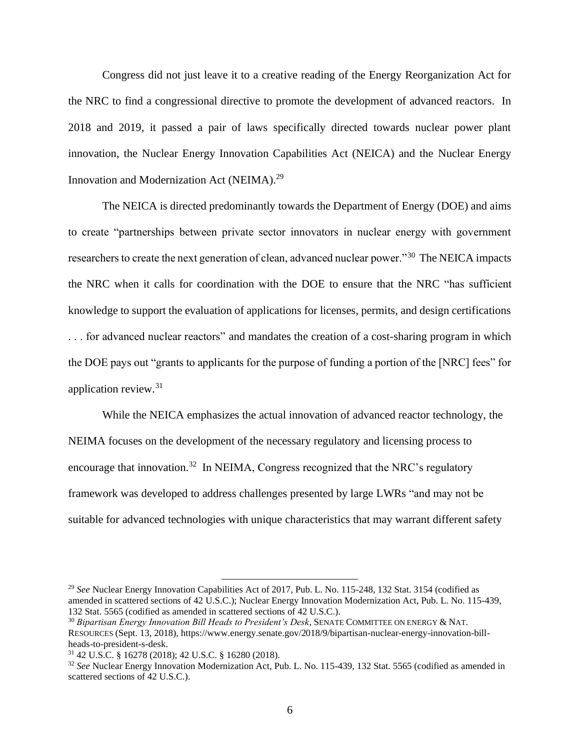Congress did not just leave it to a creative reading of the Energy Reorganization Act for the NRC to find a congressional directive to promote the development of advanced reactors. In 2018 and 2019, it passed a pair of laws specifically directed towards nuclear power plant innovation, the Nuclear Energy Innovation Capabilities Act (NEICA) and the Nuclear Energy Innovation and Modernization Act (NEIMA).[29]

The NEICA is directed predominantly towards the Department of Energy (DOE) and aims to create "partnerships between private sector innovators in nuclear energy with government researchers to create the next generation of clean, advanced nuclear power."[30] The NEICA impacts the NRC when it calls for coordination with the DOE to ensure that the NRC "has sufficient knowledge to support the evaluation of applications for licenses, permits, and design certifications . . . for advanced nuclear reactors" and mandates the creation of a cost-sharing program in which the DOE pays out "grants to applicants for the purpose of funding a portion of the [NRC] fees" for application review.[31]

While the NEICA emphasizes the actual innovation of advanced reactor technology, the NEIMA focuses on the development of the necessary regulatory and licensing process to encourage that innovation.[32] In NEIMA, Congress recognized that the NRC's regulatory framework was developed to address challenges presented by large LWRs "and may not be suitable for advanced technologies with unique characteristics that may warrant different safety

---

[29] *See* Nuclear Energy Innovation Capabilities Act of 2017, Pub. L. No. 115-248, 132 Stat. 3154 (codified as amended in scattered sections of 42 U.S.C.); Nuclear Energy Innovation Modernization Act, Pub. L. No. 115-439, 132 Stat. 5565 (codified as amended in scattered sections of 42 U.S.C.).

[30] *Bipartisan Energy Innovation Bill Heads to President's Desk*, SENATE COMMITTEE ON ENERGY & NAT. RESOURCES (Sept. 13, 2018), https://www.energy.senate.gov/2018/9/bipartisan-nuclear-energy-innovation-bill-heads-to-president-s-desk.

[31] 42 U.S.C. § 16278 (2018); 42 U.S.C. § 16280 (2018).

[32] *See* Nuclear Energy Innovation Modernization Act, Pub. L. No. 115-439, 132 Stat. 5565 (codified as amended in scattered sections of 42 U.S.C.).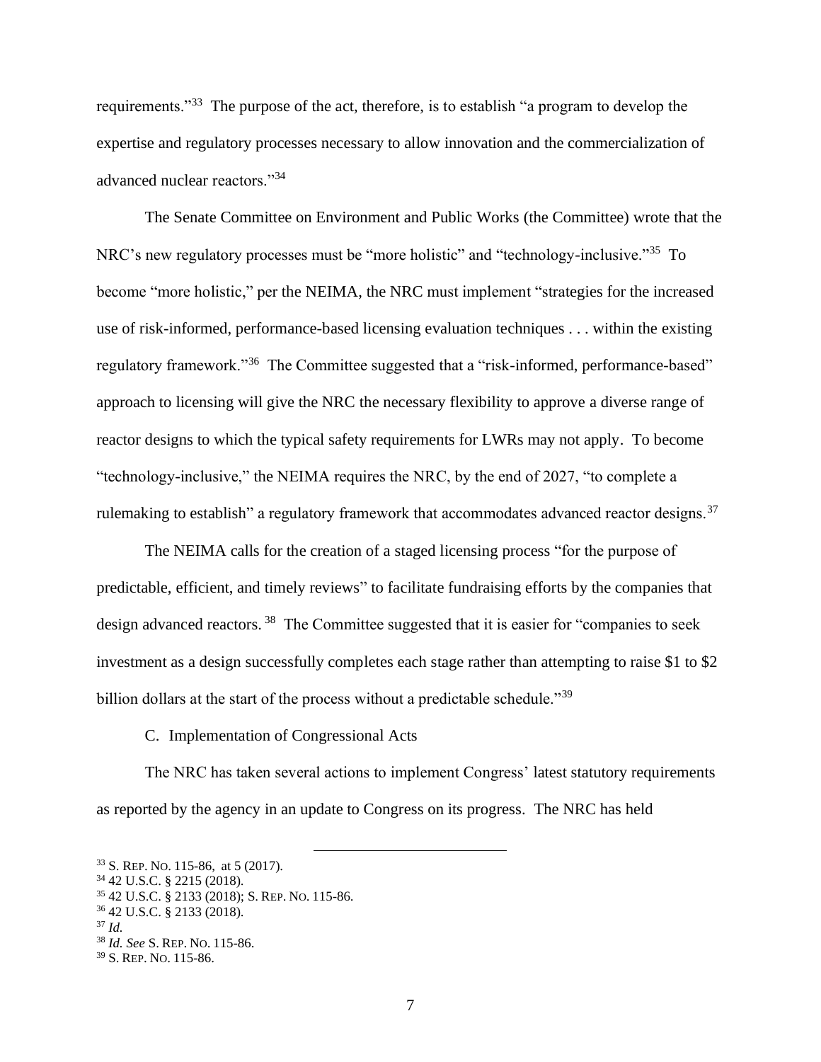requirements."[33] The purpose of the act, therefore, is to establish "a program to develop the expertise and regulatory processes necessary to allow innovation and the commercialization of advanced nuclear reactors."[34]

The Senate Committee on Environment and Public Works (the Committee) wrote that the NRC's new regulatory processes must be "more holistic" and "technology-inclusive."[35] To become "more holistic," per the NEIMA, the NRC must implement "strategies for the increased use of risk-informed, performance-based licensing evaluation techniques . . . within the existing regulatory framework."[36] The Committee suggested that a "risk-informed, performance-based" approach to licensing will give the NRC the necessary flexibility to approve a diverse range of reactor designs to which the typical safety requirements for LWRs may not apply. To become "technology-inclusive," the NEIMA requires the NRC, by the end of 2027, "to complete a rulemaking to establish" a regulatory framework that accommodates advanced reactor designs.[37]

The NEIMA calls for the creation of a staged licensing process "for the purpose of predictable, efficient, and timely reviews" to facilitate fundraising efforts by the companies that design advanced reactors.[38] The Committee suggested that it is easier for "companies to seek investment as a design successfully completes each stage rather than attempting to raise $1 to $2 billion dollars at the start of the process without a predictable schedule."[39]

### C. Implementation of Congressional Acts

The NRC has taken several actions to implement Congress' latest statutory requirements as reported by the agency in an update to Congress on its progress. The NRC has held

---

[33] S. REP. NO. 115-86, at 5 (2017).
[34] 42 U.S.C. § 2215 (2018).
[35] 42 U.S.C. § 2133 (2018); S. REP. NO. 115-86.
[36] 42 U.S.C. § 2133 (2018).
[37] *Id.*
[38] *Id. See* S. REP. NO. 115-86.
[39] S. REP. NO. 115-86.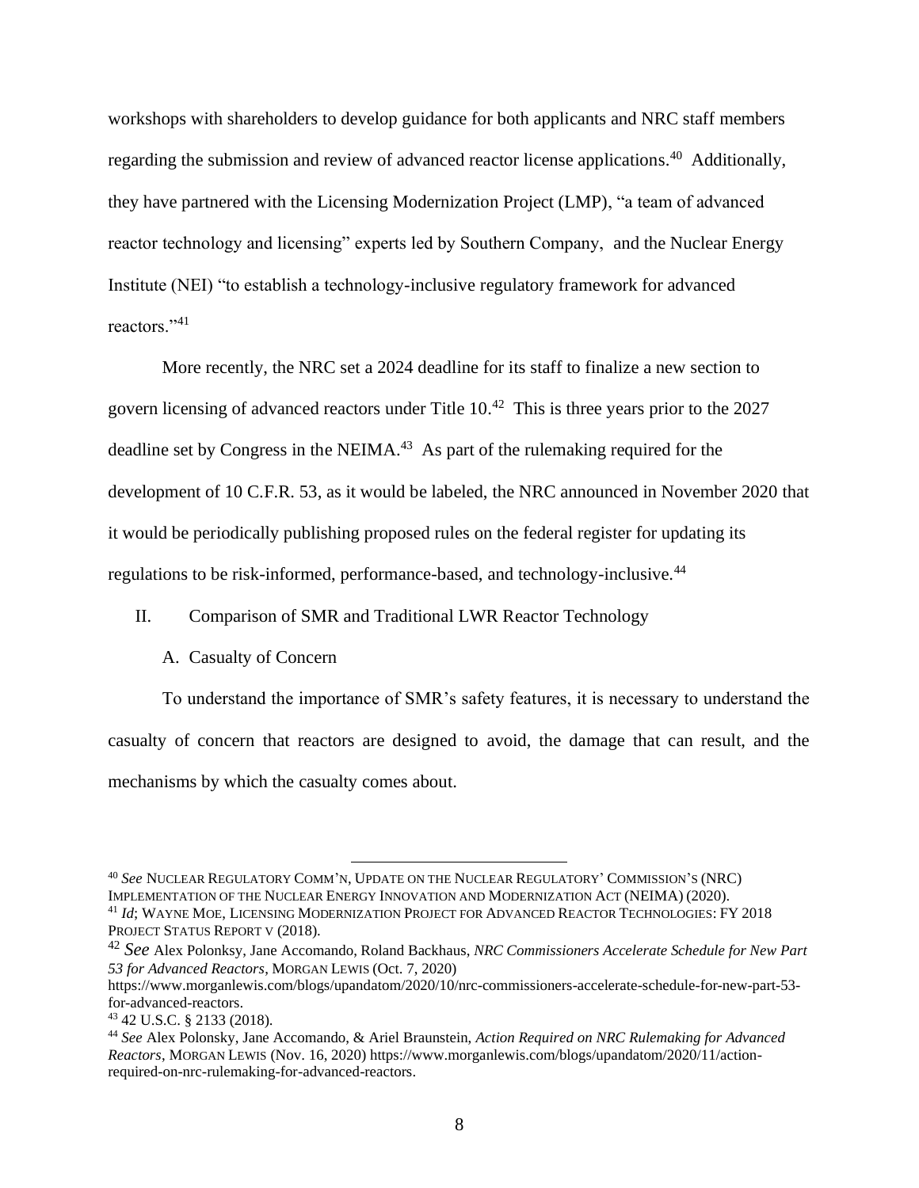workshops with shareholders to develop guidance for both applicants and NRC staff members regarding the submission and review of advanced reactor license applications.[40] Additionally, they have partnered with the Licensing Modernization Project (LMP), "a team of advanced reactor technology and licensing" experts led by Southern Company, and the Nuclear Energy Institute (NEI) "to establish a technology-inclusive regulatory framework for advanced reactors."[41]

More recently, the NRC set a 2024 deadline for its staff to finalize a new section to govern licensing of advanced reactors under Title 10.[42] This is three years prior to the 2027 deadline set by Congress in the NEIMA.[43] As part of the rulemaking required for the development of 10 C.F.R. 53, as it would be labeled, the NRC announced in November 2020 that it would be periodically publishing proposed rules on the federal register for updating its regulations to be risk-informed, performance-based, and technology-inclusive.[44]

## II. Comparison of SMR and Traditional LWR Reactor Technology

### A. Casualty of Concern

To understand the importance of SMR's safety features, it is necessary to understand the casualty of concern that reactors are designed to avoid, the damage that can result, and the mechanisms by which the casualty comes about.

---

[40] *See* NUCLEAR REGULATORY COMM'N, UPDATE ON THE NUCLEAR REGULATORY' COMMISSION'S (NRC) IMPLEMENTATION OF THE NUCLEAR ENERGY INNOVATION AND MODERNIZATION ACT (NEIMA) (2020).

[41] *Id*; WAYNE MOE, LICENSING MODERNIZATION PROJECT FOR ADVANCED REACTOR TECHNOLOGIES: FY 2018 PROJECT STATUS REPORT V (2018).

[42] *See* Alex Polonksy, Jane Accomando, Roland Backhaus, *NRC Commissioners Accelerate Schedule for New Part 53 for Advanced Reactors*, MORGAN LEWIS (Oct. 7, 2020) https://www.morganlewis.com/blogs/upandatom/2020/10/nrc-commissioners-accelerate-schedule-for-new-part-53-for-advanced-reactors.

[43] 42 U.S.C. § 2133 (2018).

[44] *See* Alex Polonsky, Jane Accomando, & Ariel Braunstein, *Action Required on NRC Rulemaking for Advanced Reactors*, MORGAN LEWIS (Nov. 16, 2020) https://www.morganlewis.com/blogs/upandatom/2020/11/action-required-on-nrc-rulemaking-for-advanced-reactors.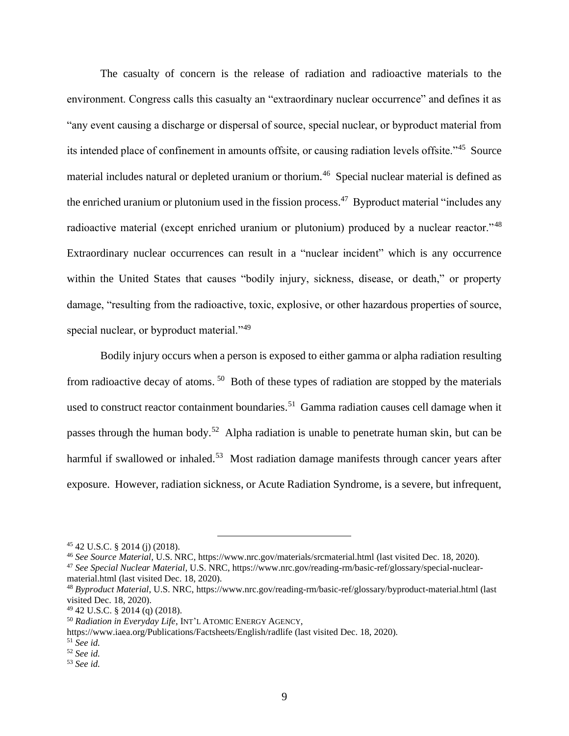The casualty of concern is the release of radiation and radioactive materials to the environment. Congress calls this casualty an "extraordinary nuclear occurrence" and defines it as "any event causing a discharge or dispersal of source, special nuclear, or byproduct material from its intended place of confinement in amounts offsite, or causing radiation levels offsite."[45] Source material includes natural or depleted uranium or thorium.[46] Special nuclear material is defined as the enriched uranium or plutonium used in the fission process.[47] Byproduct material "includes any radioactive material (except enriched uranium or plutonium) produced by a nuclear reactor."[48] Extraordinary nuclear occurrences can result in a "nuclear incident" which is any occurrence within the United States that causes "bodily injury, sickness, disease, or death," or property damage, "resulting from the radioactive, toxic, explosive, or other hazardous properties of source, special nuclear, or byproduct material."[49]

Bodily injury occurs when a person is exposed to either gamma or alpha radiation resulting from radioactive decay of atoms.[50] Both of these types of radiation are stopped by the materials used to construct reactor containment boundaries.[51] Gamma radiation causes cell damage when it passes through the human body.[52] Alpha radiation is unable to penetrate human skin, but can be harmful if swallowed or inhaled.[53] Most radiation damage manifests through cancer years after exposure. However, radiation sickness, or Acute Radiation Syndrome, is a severe, but infrequent,

---

[45] 42 U.S.C. § 2014 (j) (2018).

[46] *See Source Material*, U.S. NRC, https://www.nrc.gov/materials/srcmaterial.html (last visited Dec. 18, 2020).

[47] *See Special Nuclear Material*, U.S. NRC, https://www.nrc.gov/reading-rm/basic-ref/glossary/special-nuclear-material.html (last visited Dec. 18, 2020).

[48] *Byproduct Material*, U.S. NRC, https://www.nrc.gov/reading-rm/basic-ref/glossary/byproduct-material.html (last visited Dec. 18, 2020).

[49] 42 U.S.C. § 2014 (q) (2018).

[50] *Radiation in Everyday Life*, INT'L ATOMIC ENERGY AGENCY, https://www.iaea.org/Publications/Factsheets/English/radlife (last visited Dec. 18, 2020).

[51] *See id.*

[52] *See id.*

[53] *See id.*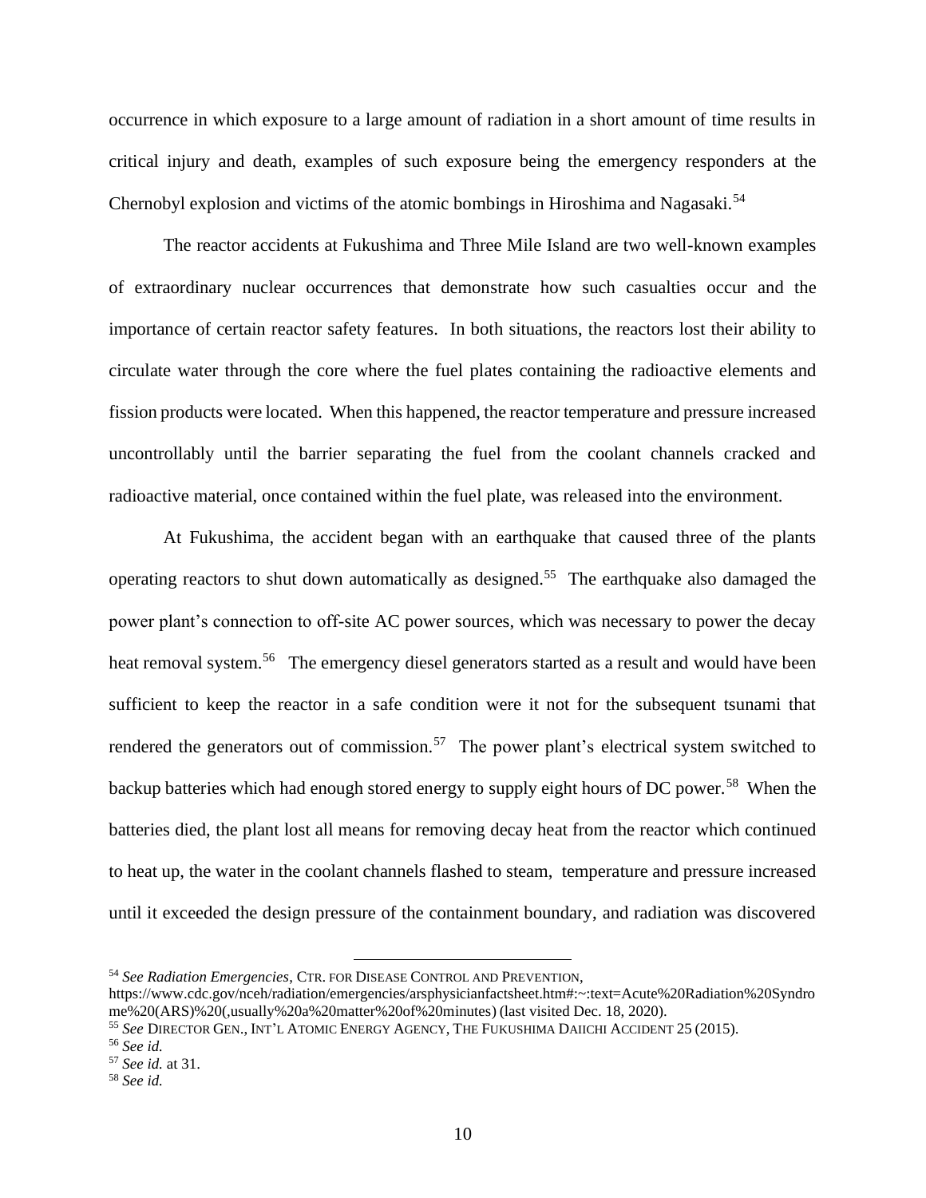occurrence in which exposure to a large amount of radiation in a short amount of time results in critical injury and death, examples of such exposure being the emergency responders at the Chernobyl explosion and victims of the atomic bombings in Hiroshima and Nagasaki.[54]

The reactor accidents at Fukushima and Three Mile Island are two well-known examples of extraordinary nuclear occurrences that demonstrate how such casualties occur and the importance of certain reactor safety features. In both situations, the reactors lost their ability to circulate water through the core where the fuel plates containing the radioactive elements and fission products were located. When this happened, the reactor temperature and pressure increased uncontrollably until the barrier separating the fuel from the coolant channels cracked and radioactive material, once contained within the fuel plate, was released into the environment.

At Fukushima, the accident began with an earthquake that caused three of the plants operating reactors to shut down automatically as designed.[55] The earthquake also damaged the power plant's connection to off-site AC power sources, which was necessary to power the decay heat removal system.[56] The emergency diesel generators started as a result and would have been sufficient to keep the reactor in a safe condition were it not for the subsequent tsunami that rendered the generators out of commission.[57] The power plant's electrical system switched to backup batteries which had enough stored energy to supply eight hours of DC power.[58] When the batteries died, the plant lost all means for removing decay heat from the reactor which continued to heat up, the water in the coolant channels flashed to steam, temperature and pressure increased until it exceeded the design pressure of the containment boundary, and radiation was discovered

---

[54] *See Radiation Emergencies*, CTR. FOR DISEASE CONTROL AND PREVENTION, https://www.cdc.gov/nceh/radiation/emergencies/arsphysicianfactsheet.htm#:~:text=Acute%20Radiation%20Syndrome%20(ARS)%20(,usually%20a%20matter%20of%20minutes) (last visited Dec. 18, 2020).

[55] *See* DIRECTOR GEN., INT'L ATOMIC ENERGY AGENCY, THE FUKUSHIMA DAIICHI ACCIDENT 25 (2015).

[56] *See id.*

[57] *See id.* at 31.

[58] *See id.*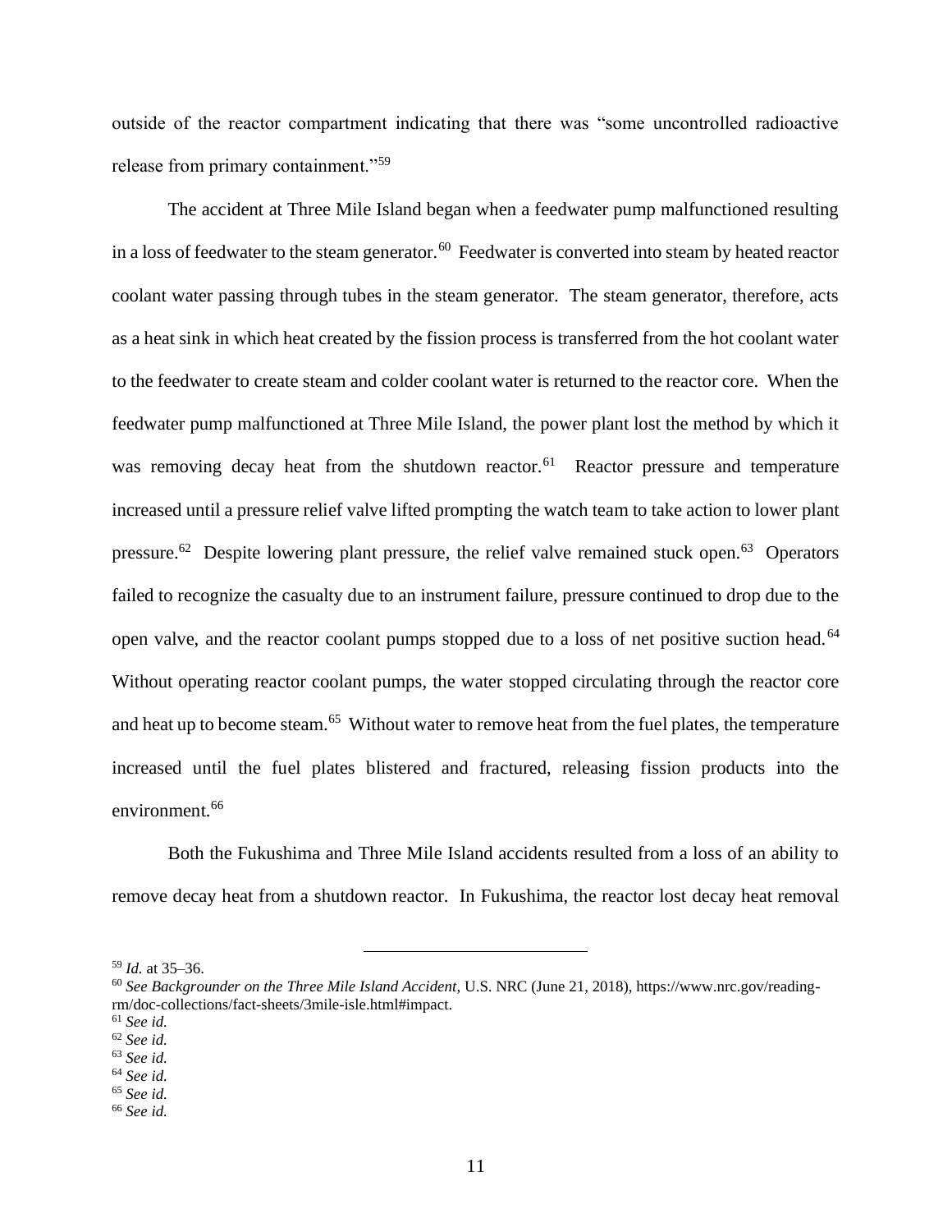outside of the reactor compartment indicating that there was "some uncontrolled radioactive release from primary containment."[59]

The accident at Three Mile Island began when a feedwater pump malfunctioned resulting in a loss of feedwater to the steam generator.[60] Feedwater is converted into steam by heated reactor coolant water passing through tubes in the steam generator. The steam generator, therefore, acts as a heat sink in which heat created by the fission process is transferred from the hot coolant water to the feedwater to create steam and colder coolant water is returned to the reactor core. When the feedwater pump malfunctioned at Three Mile Island, the power plant lost the method by which it was removing decay heat from the shutdown reactor.[61] Reactor pressure and temperature increased until a pressure relief valve lifted prompting the watch team to take action to lower plant pressure.[62] Despite lowering plant pressure, the relief valve remained stuck open.[63] Operators failed to recognize the casualty due to an instrument failure, pressure continued to drop due to the open valve, and the reactor coolant pumps stopped due to a loss of net positive suction head.[64] Without operating reactor coolant pumps, the water stopped circulating through the reactor core and heat up to become steam.[65] Without water to remove heat from the fuel plates, the temperature increased until the fuel plates blistered and fractured, releasing fission products into the environment.[66]

Both the Fukushima and Three Mile Island accidents resulted from a loss of an ability to remove decay heat from a shutdown reactor. In Fukushima, the reactor lost decay heat removal

---

[59] *Id.* at 35–36.

[60] *See Backgrounder on the Three Mile Island Accident*, U.S. NRC (June 21, 2018), https://www.nrc.gov/reading-rm/doc-collections/fact-sheets/3mile-isle.html#impact.

[61] *See id.*

[62] *See id.*

[63] *See id.*

[64] *See id.*

[65] *See id.*

[66] *See id.*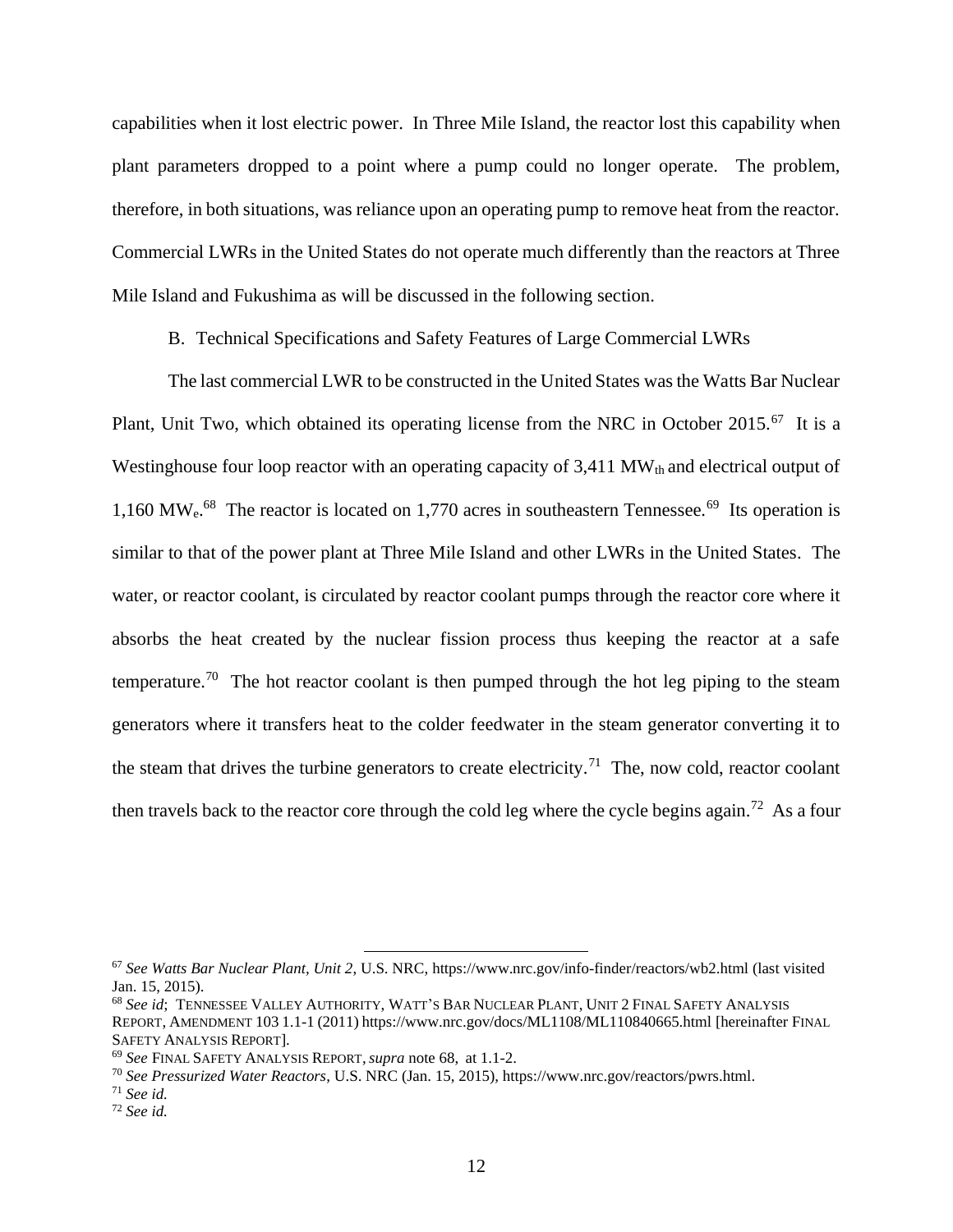capabilities when it lost electric power. In Three Mile Island, the reactor lost this capability when plant parameters dropped to a point where a pump could no longer operate. The problem, therefore, in both situations, was reliance upon an operating pump to remove heat from the reactor. Commercial LWRs in the United States do not operate much differently than the reactors at Three Mile Island and Fukushima as will be discussed in the following section.

B. Technical Specifications and Safety Features of Large Commercial LWRs

The last commercial LWR to be constructed in the United States was the Watts Bar Nuclear Plant, Unit Two, which obtained its operating license from the NRC in October 2015.[67] It is a Westinghouse four loop reactor with an operating capacity of 3,411 $MW_{th}$ and electrical output of 1,160 $MW_e$.[68] The reactor is located on 1,770 acres in southeastern Tennessee.[69] Its operation is similar to that of the power plant at Three Mile Island and other LWRs in the United States. The water, or reactor coolant, is circulated by reactor coolant pumps through the reactor core where it absorbs the heat created by the nuclear fission process thus keeping the reactor at a safe temperature.[70] The hot reactor coolant is then pumped through the hot leg piping to the steam generators where it transfers heat to the colder feedwater in the steam generator converting it to the steam that drives the turbine generators to create electricity.[71] The, now cold, reactor coolant then travels back to the reactor core through the cold leg where the cycle begins again.[72] As a four

---

[67] *See Watts Bar Nuclear Plant, Unit 2*, U.S. NRC, https://www.nrc.gov/info-finder/reactors/wb2.html (last visited Jan. 15, 2015).

[68] *See id*; TENNESSEE VALLEY AUTHORITY, WATT'S BAR NUCLEAR PLANT, UNIT 2 FINAL SAFETY ANALYSIS REPORT, AMENDMENT 103 1.1-1 (2011) https://www.nrc.gov/docs/ML1108/ML110840665.html [hereinafter FINAL SAFETY ANALYSIS REPORT].

[69] *See* FINAL SAFETY ANALYSIS REPORT, *supra* note 68, at 1.1-2.

[70] *See Pressurized Water Reactors*, U.S. NRC (Jan. 15, 2015), https://www.nrc.gov/reactors/pwrs.html.

[71] *See id.*

[72] *See id.*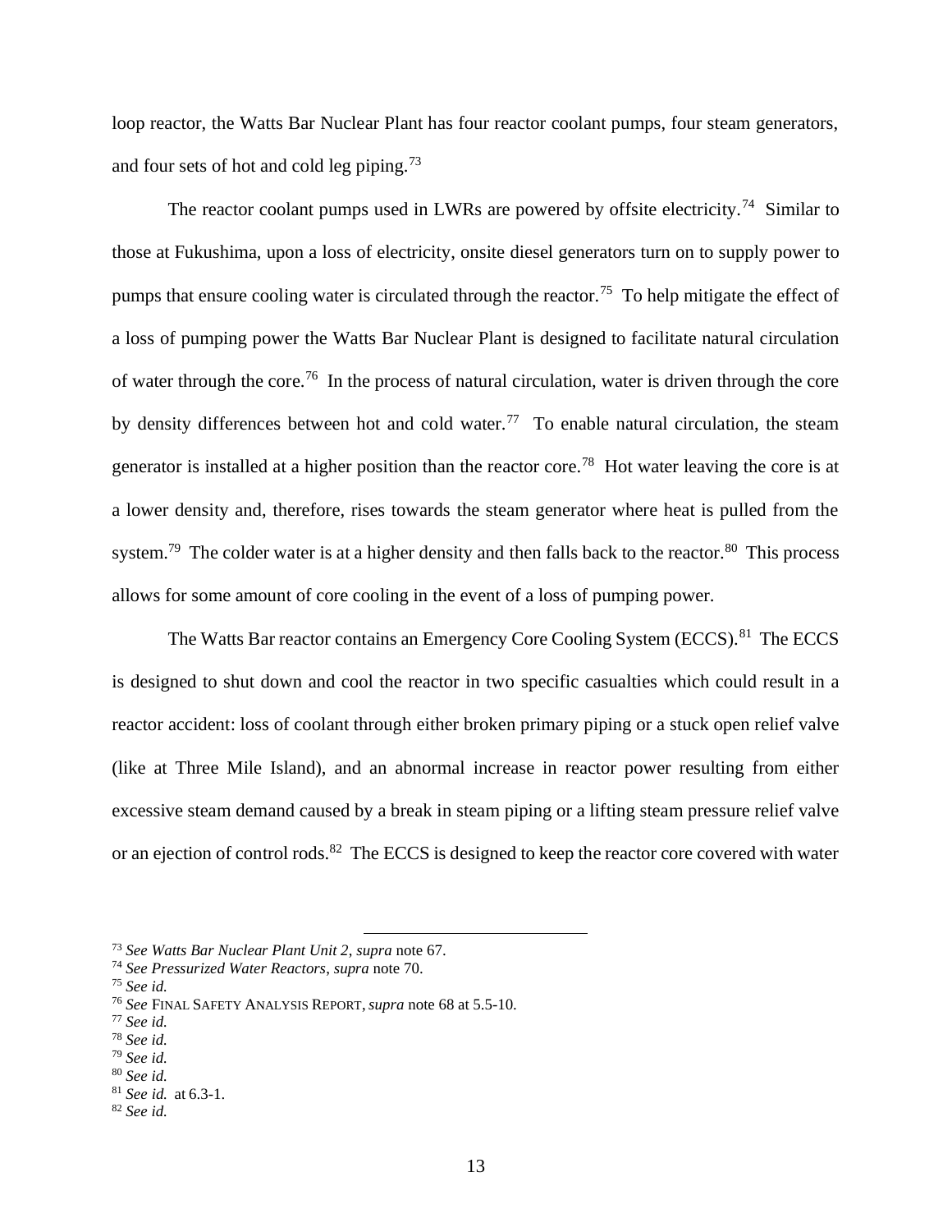loop reactor, the Watts Bar Nuclear Plant has four reactor coolant pumps, four steam generators, and four sets of hot and cold leg piping.[73]

The reactor coolant pumps used in LWRs are powered by offsite electricity.[74] Similar to those at Fukushima, upon a loss of electricity, onsite diesel generators turn on to supply power to pumps that ensure cooling water is circulated through the reactor.[75] To help mitigate the effect of a loss of pumping power the Watts Bar Nuclear Plant is designed to facilitate natural circulation of water through the core.[76] In the process of natural circulation, water is driven through the core by density differences between hot and cold water.[77] To enable natural circulation, the steam generator is installed at a higher position than the reactor core.[78] Hot water leaving the core is at a lower density and, therefore, rises towards the steam generator where heat is pulled from the system.[79] The colder water is at a higher density and then falls back to the reactor.[80] This process allows for some amount of core cooling in the event of a loss of pumping power.

The Watts Bar reactor contains an Emergency Core Cooling System (ECCS).[81] The ECCS is designed to shut down and cool the reactor in two specific casualties which could result in a reactor accident: loss of coolant through either broken primary piping or a stuck open relief valve (like at Three Mile Island), and an abnormal increase in reactor power resulting from either excessive steam demand caused by a break in steam piping or a lifting steam pressure relief valve or an ejection of control rods.[82] The ECCS is designed to keep the reactor core covered with water

---

[73] *See Watts Bar Nuclear Plant Unit 2*, *supra* note 67.
[74] *See Pressurized Water Reactors*, *supra* note 70.
[75] *See id.*
[76] *See* FINAL SAFETY ANALYSIS REPORT, *supra* note 68 at 5.5-10.
[77] *See id.*
[78] *See id.*
[79] *See id.*
[80] *See id.*
[81] *See id.* at 6.3-1.
[82] *See id.*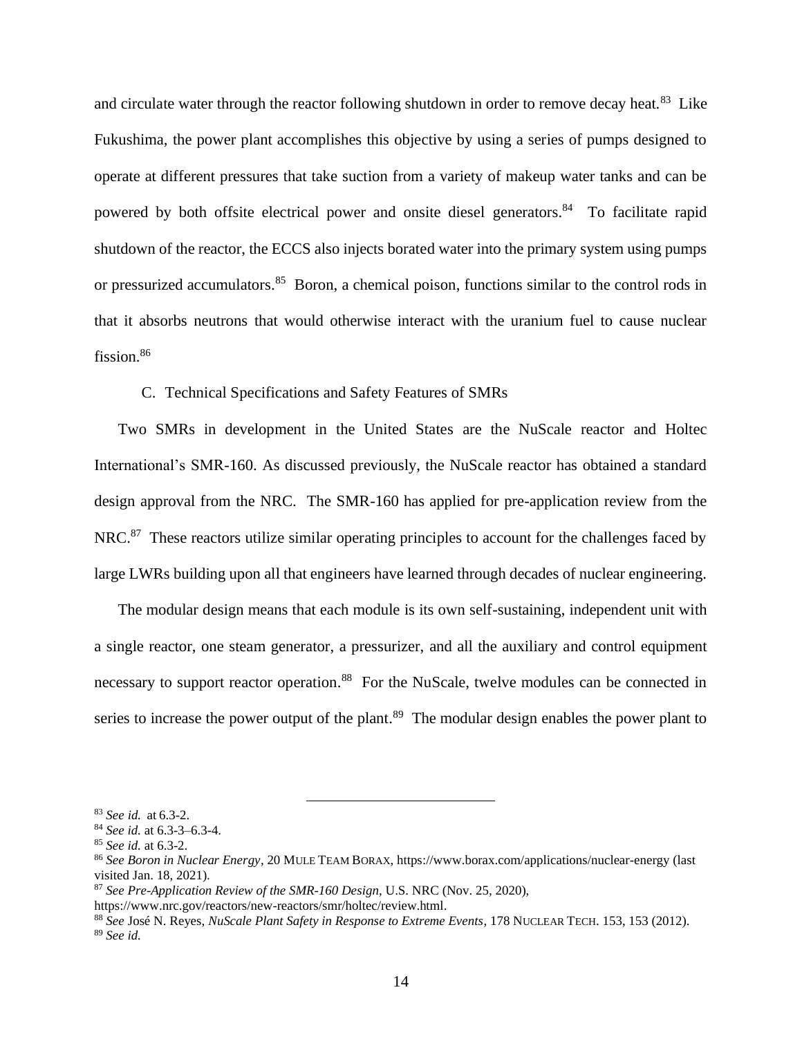and circulate water through the reactor following shutdown in order to remove decay heat.[83] Like Fukushima, the power plant accomplishes this objective by using a series of pumps designed to operate at different pressures that take suction from a variety of makeup water tanks and can be powered by both offsite electrical power and onsite diesel generators.[84] To facilitate rapid shutdown of the reactor, the ECCS also injects borated water into the primary system using pumps or pressurized accumulators.[85] Boron, a chemical poison, functions similar to the control rods in that it absorbs neutrons that would otherwise interact with the uranium fuel to cause nuclear fission.[86]

### C. Technical Specifications and Safety Features of SMRs

Two SMRs in development in the United States are the NuScale reactor and Holtec International's SMR-160. As discussed previously, the NuScale reactor has obtained a standard design approval from the NRC. The SMR-160 has applied for pre-application review from the NRC.[87] These reactors utilize similar operating principles to account for the challenges faced by large LWRs building upon all that engineers have learned through decades of nuclear engineering.

The modular design means that each module is its own self-sustaining, independent unit with a single reactor, one steam generator, a pressurizer, and all the auxiliary and control equipment necessary to support reactor operation.[88] For the NuScale, twelve modules can be connected in series to increase the power output of the plant.[89] The modular design enables the power plant to

---

[83] *See id.* at 6.3-2.

[84] *See id.* at 6.3-3–6.3-4.

[85] *See id.* at 6.3-2.

[86] *See Boron in Nuclear Energy*, 20 MULE TEAM BORAX, https://www.borax.com/applications/nuclear-energy (last visited Jan. 18, 2021).

[87] *See Pre-Application Review of the SMR-160 Design*, U.S. NRC (Nov. 25, 2020), https://www.nrc.gov/reactors/new-reactors/smr/holtec/review.html.

[88] *See* José N. Reyes, *NuScale Plant Safety in Response to Extreme Events*, 178 NUCLEAR TECH. 153, 153 (2012).

[89] *See id.*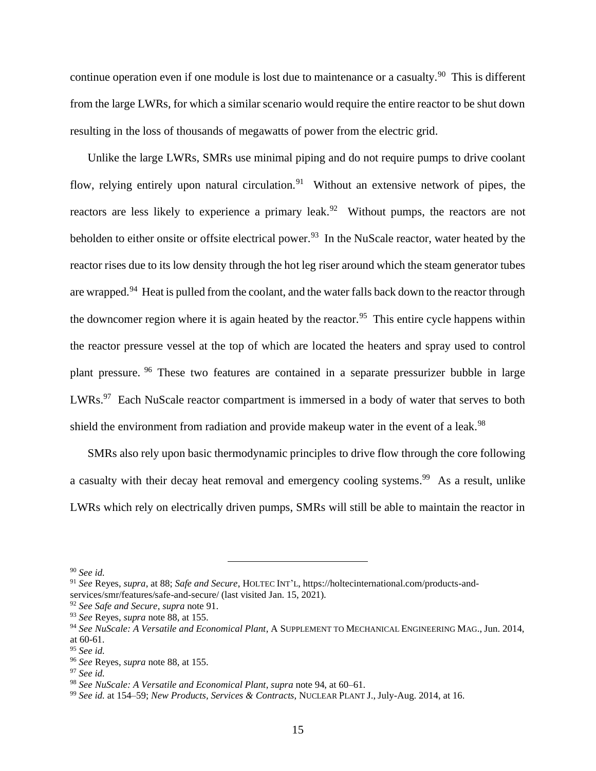continue operation even if one module is lost due to maintenance or a casualty.[90] This is different from the large LWRs, for which a similar scenario would require the entire reactor to be shut down resulting in the loss of thousands of megawatts of power from the electric grid.

Unlike the large LWRs, SMRs use minimal piping and do not require pumps to drive coolant flow, relying entirely upon natural circulation.[91] Without an extensive network of pipes, the reactors are less likely to experience a primary leak.[92] Without pumps, the reactors are not beholden to either onsite or offsite electrical power.[93] In the NuScale reactor, water heated by the reactor rises due to its low density through the hot leg riser around which the steam generator tubes are wrapped.[94] Heat is pulled from the coolant, and the water falls back down to the reactor through the downcomer region where it is again heated by the reactor.[95] This entire cycle happens within the reactor pressure vessel at the top of which are located the heaters and spray used to control plant pressure.[96] These two features are contained in a separate pressurizer bubble in large LWRs.[97] Each NuScale reactor compartment is immersed in a body of water that serves to both shield the environment from radiation and provide makeup water in the event of a leak.[98]

SMRs also rely upon basic thermodynamic principles to drive flow through the core following a casualty with their decay heat removal and emergency cooling systems.[99] As a result, unlike LWRs which rely on electrically driven pumps, SMRs will still be able to maintain the reactor in

---

[90] *See id.*

[91] *See* Reyes, *supra*, at 88; *Safe and Secure*, HOLTEC INT'L, https://holtecinternational.com/products-and-services/smr/features/safe-and-secure/ (last visited Jan. 15, 2021).

[92] *See Safe and Secure*, *supra* note 91.

[93] *See* Reyes, *supra* note 88, at 155.

[94] *See NuScale: A Versatile and Economical Plant*, A SUPPLEMENT TO MECHANICAL ENGINEERING MAG., Jun. 2014, at 60-61.

[95] *See id.*

[96] *See* Reyes, *supra* note 88, at 155.

[97] *See id.*

[98] *See NuScale: A Versatile and Economical Plant*, *supra* note 94, at 60–61.

[99] *See id.* at 154–59; *New Products, Services & Contracts*, NUCLEAR PLANT J., July-Aug. 2014, at 16.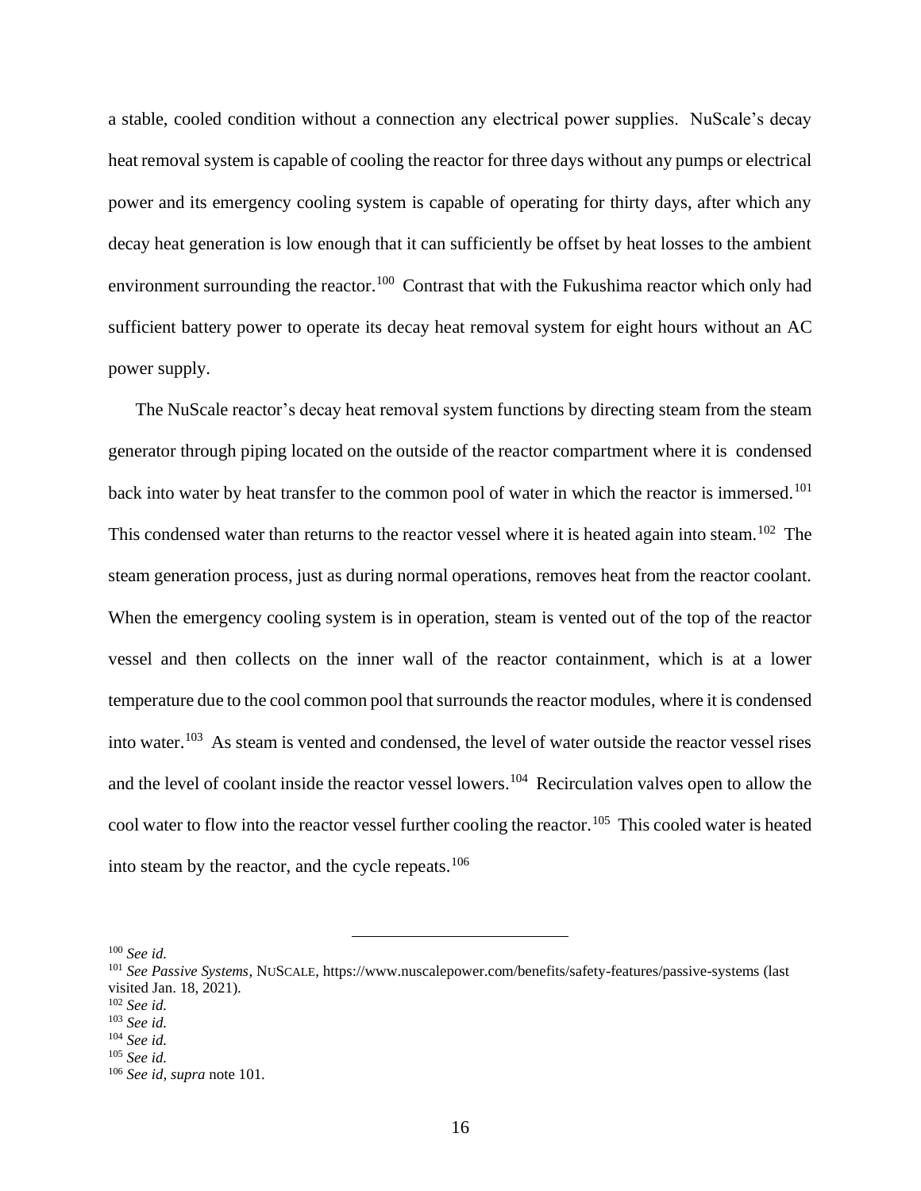a stable, cooled condition without a connection any electrical power supplies. NuScale's decay heat removal system is capable of cooling the reactor for three days without any pumps or electrical power and its emergency cooling system is capable of operating for thirty days, after which any decay heat generation is low enough that it can sufficiently be offset by heat losses to the ambient environment surrounding the reactor.[100] Contrast that with the Fukushima reactor which only had sufficient battery power to operate its decay heat removal system for eight hours without an AC power supply.

The NuScale reactor's decay heat removal system functions by directing steam from the steam generator through piping located on the outside of the reactor compartment where it is condensed back into water by heat transfer to the common pool of water in which the reactor is immersed.[101] This condensed water than returns to the reactor vessel where it is heated again into steam.[102] The steam generation process, just as during normal operations, removes heat from the reactor coolant. When the emergency cooling system is in operation, steam is vented out of the top of the reactor vessel and then collects on the inner wall of the reactor containment, which is at a lower temperature due to the cool common pool that surrounds the reactor modules, where it is condensed into water.[103] As steam is vented and condensed, the level of water outside the reactor vessel rises and the level of coolant inside the reactor vessel lowers.[104] Recirculation valves open to allow the cool water to flow into the reactor vessel further cooling the reactor.[105] This cooled water is heated into steam by the reactor, and the cycle repeats.[106]

---

[100] *See id.*

[101] *See Passive Systems*, NUSCALE, https://www.nuscalepower.com/benefits/safety-features/passive-systems (last visited Jan. 18, 2021).

[102] *See id.*

[103] *See id.*

[104] *See id.*

[105] *See id.*

[106] *See id*, *supra* note 101.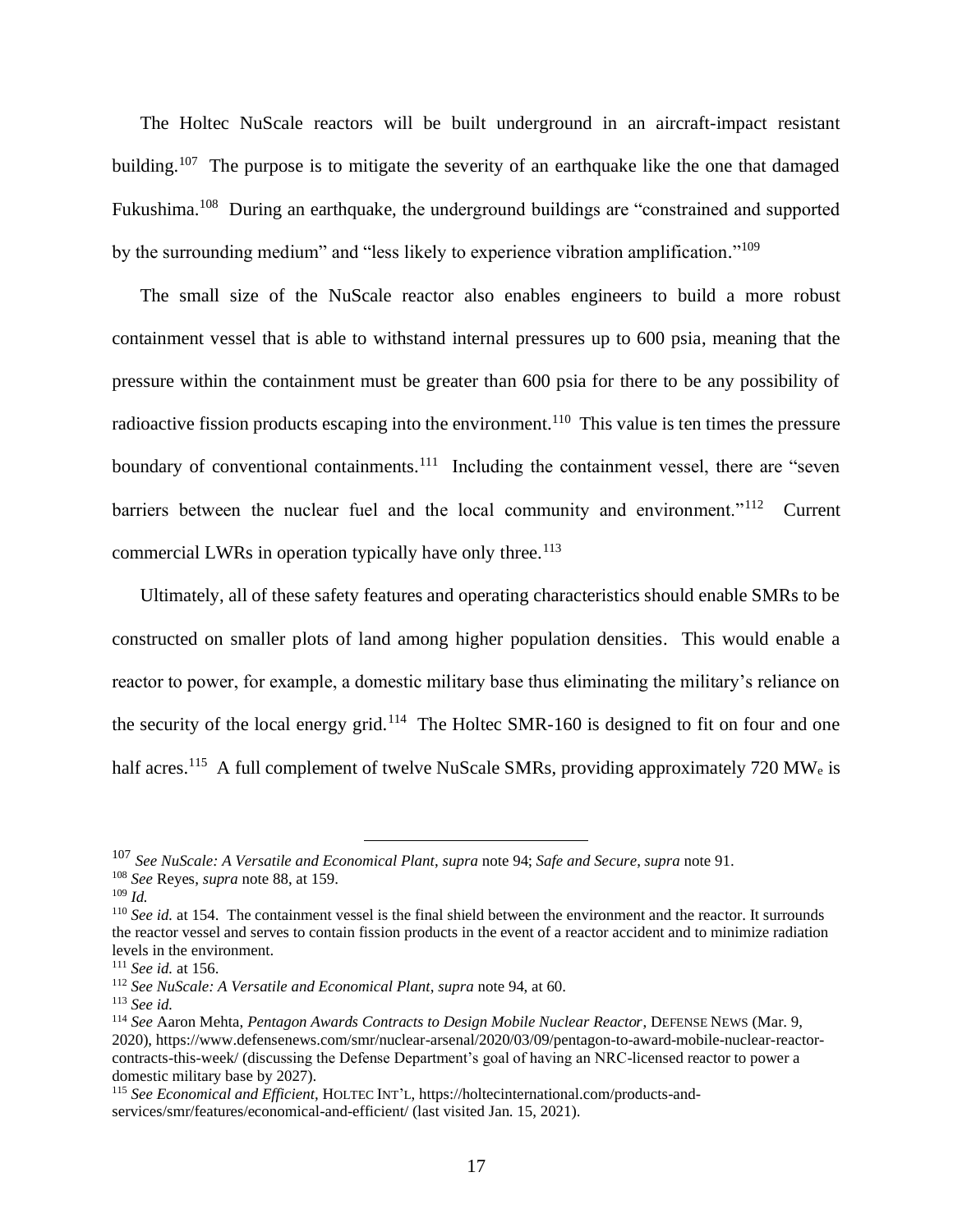The Holtec NuScale reactors will be built underground in an aircraft-impact resistant building.[107] The purpose is to mitigate the severity of an earthquake like the one that damaged Fukushima.[108] During an earthquake, the underground buildings are "constrained and supported by the surrounding medium" and "less likely to experience vibration amplification."[109]

The small size of the NuScale reactor also enables engineers to build a more robust containment vessel that is able to withstand internal pressures up to 600 psia, meaning that the pressure within the containment must be greater than 600 psia for there to be any possibility of radioactive fission products escaping into the environment.[110] This value is ten times the pressure boundary of conventional containments.[111] Including the containment vessel, there are "seven barriers between the nuclear fuel and the local community and environment."[112] Current commercial LWRs in operation typically have only three.[113]

Ultimately, all of these safety features and operating characteristics should enable SMRs to be constructed on smaller plots of land among higher population densities. This would enable a reactor to power, for example, a domestic military base thus eliminating the military's reliance on the security of the local energy grid.[114] The Holtec SMR-160 is designed to fit on four and one half acres.[115] A full complement of twelve NuScale SMRs, providing approximately 720 $MW_e$ is

---

[107] *See NuScale: A Versatile and Economical Plant*, *supra* note 94; *Safe and Secure*, *supra* note 91.

[108] *See* Reyes, *supra* note 88, at 159.

[109] *Id.*

[110] *See id.* at 154. The containment vessel is the final shield between the environment and the reactor. It surrounds the reactor vessel and serves to contain fission products in the event of a reactor accident and to minimize radiation levels in the environment.

[111] *See id.* at 156.

[112] *See NuScale: A Versatile and Economical Plant*, *supra* note 94, at 60.

[113] *See id.*

[114] *See* Aaron Mehta, *Pentagon Awards Contracts to Design Mobile Nuclear Reactor*, DEFENSE NEWS (Mar. 9, 2020), https://www.defensenews.com/smr/nuclear-arsenal/2020/03/09/pentagon-to-award-mobile-nuclear-reactor-contracts-this-week/ (discussing the Defense Department's goal of having an NRC-licensed reactor to power a domestic military base by 2027).

[115] *See Economical and Efficient*, HOLTEC INT'L, https://holtecinternational.com/products-and-services/smr/features/economical-and-efficient/ (last visited Jan. 15, 2021).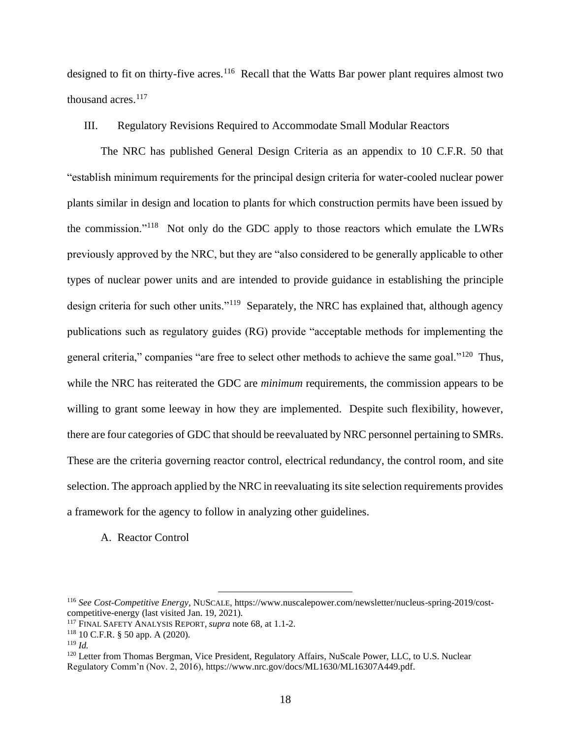designed to fit on thirty-five acres.[116] Recall that the Watts Bar power plant requires almost two thousand acres.[117]

## III. Regulatory Revisions Required to Accommodate Small Modular Reactors

The NRC has published General Design Criteria as an appendix to 10 C.F.R. 50 that "establish minimum requirements for the principal design criteria for water-cooled nuclear power plants similar in design and location to plants for which construction permits have been issued by the commission."[118] Not only do the GDC apply to those reactors which emulate the LWRs previously approved by the NRC, but they are "also considered to be generally applicable to other types of nuclear power units and are intended to provide guidance in establishing the principle design criteria for such other units."[119] Separately, the NRC has explained that, although agency publications such as regulatory guides (RG) provide "acceptable methods for implementing the general criteria," companies "are free to select other methods to achieve the same goal."[120] Thus, while the NRC has reiterated the GDC are *minimum* requirements, the commission appears to be willing to grant some leeway in how they are implemented. Despite such flexibility, however, there are four categories of GDC that should be reevaluated by NRC personnel pertaining to SMRs. These are the criteria governing reactor control, electrical redundancy, the control room, and site selection. The approach applied by the NRC in reevaluating its site selection requirements provides a framework for the agency to follow in analyzing other guidelines.

### A. Reactor Control

---

[116] *See Cost-Competitive Energy*, NUSCALE, https://www.nuscalepower.com/newsletter/nucleus-spring-2019/cost-competitive-energy (last visited Jan. 19, 2021).

[117] FINAL SAFETY ANALYSIS REPORT, *supra* note 68, at 1.1-2.

[118] 10 C.F.R. § 50 app. A (2020).

[119] *Id.*

[120] Letter from Thomas Bergman, Vice President, Regulatory Affairs, NuScale Power, LLC, to U.S. Nuclear Regulatory Comm'n (Nov. 2, 2016), https://www.nrc.gov/docs/ML1630/ML16307A449.pdf.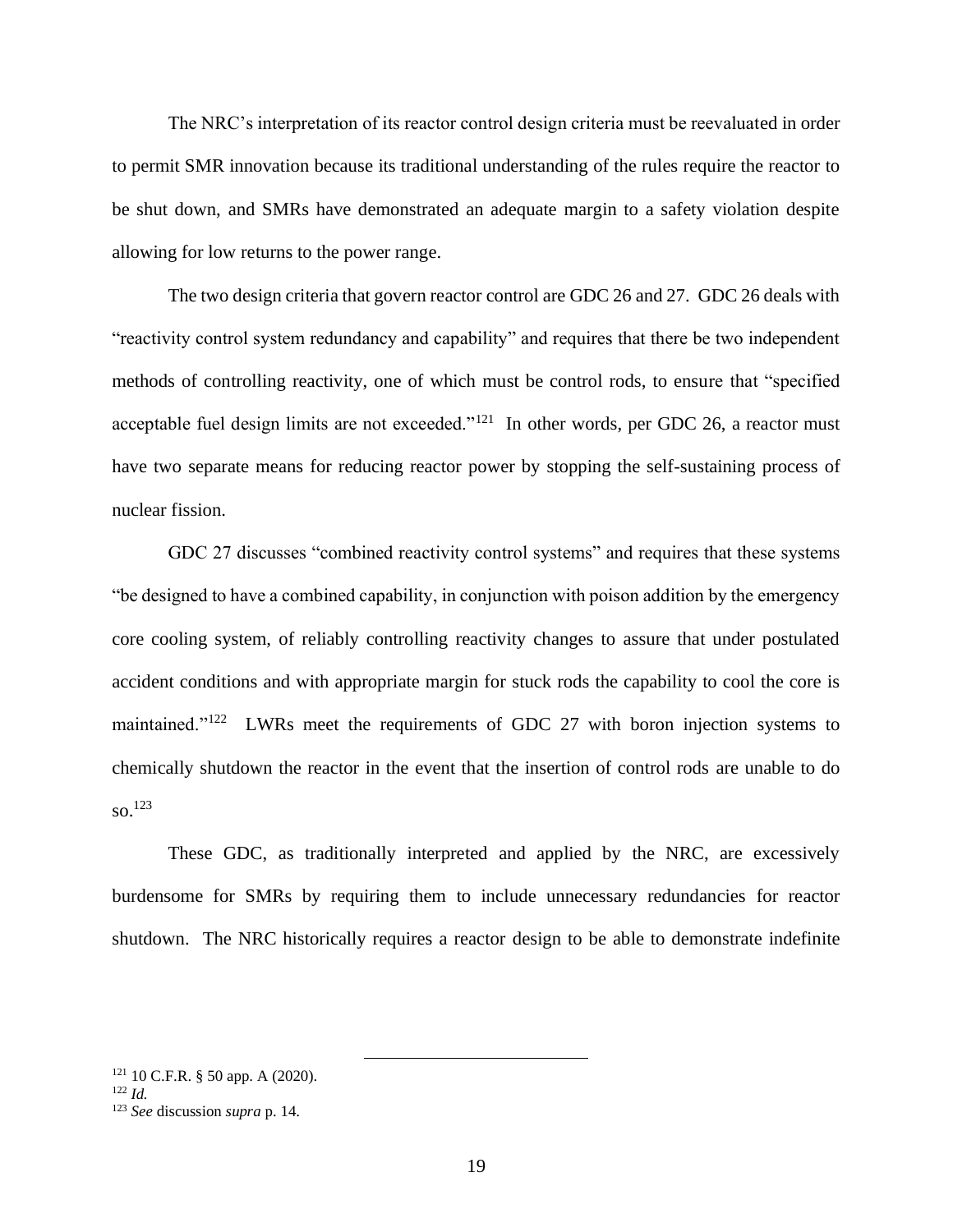The NRC's interpretation of its reactor control design criteria must be reevaluated in order to permit SMR innovation because its traditional understanding of the rules require the reactor to be shut down, and SMRs have demonstrated an adequate margin to a safety violation despite allowing for low returns to the power range.

The two design criteria that govern reactor control are GDC 26 and 27. GDC 26 deals with "reactivity control system redundancy and capability" and requires that there be two independent methods of controlling reactivity, one of which must be control rods, to ensure that "specified acceptable fuel design limits are not exceeded."[121] In other words, per GDC 26, a reactor must have two separate means for reducing reactor power by stopping the self-sustaining process of nuclear fission.

GDC 27 discusses "combined reactivity control systems" and requires that these systems "be designed to have a combined capability, in conjunction with poison addition by the emergency core cooling system, of reliably controlling reactivity changes to assure that under postulated accident conditions and with appropriate margin for stuck rods the capability to cool the core is maintained."[122] LWRs meet the requirements of GDC 27 with boron injection systems to chemically shutdown the reactor in the event that the insertion of control rods are unable to do so.[123]

These GDC, as traditionally interpreted and applied by the NRC, are excessively burdensome for SMRs by requiring them to include unnecessary redundancies for reactor shutdown. The NRC historically requires a reactor design to be able to demonstrate indefinite

---

[121] 10 C.F.R. § 50 app. A (2020).

[122] *Id.*

[123] *See* discussion *supra* p. 14.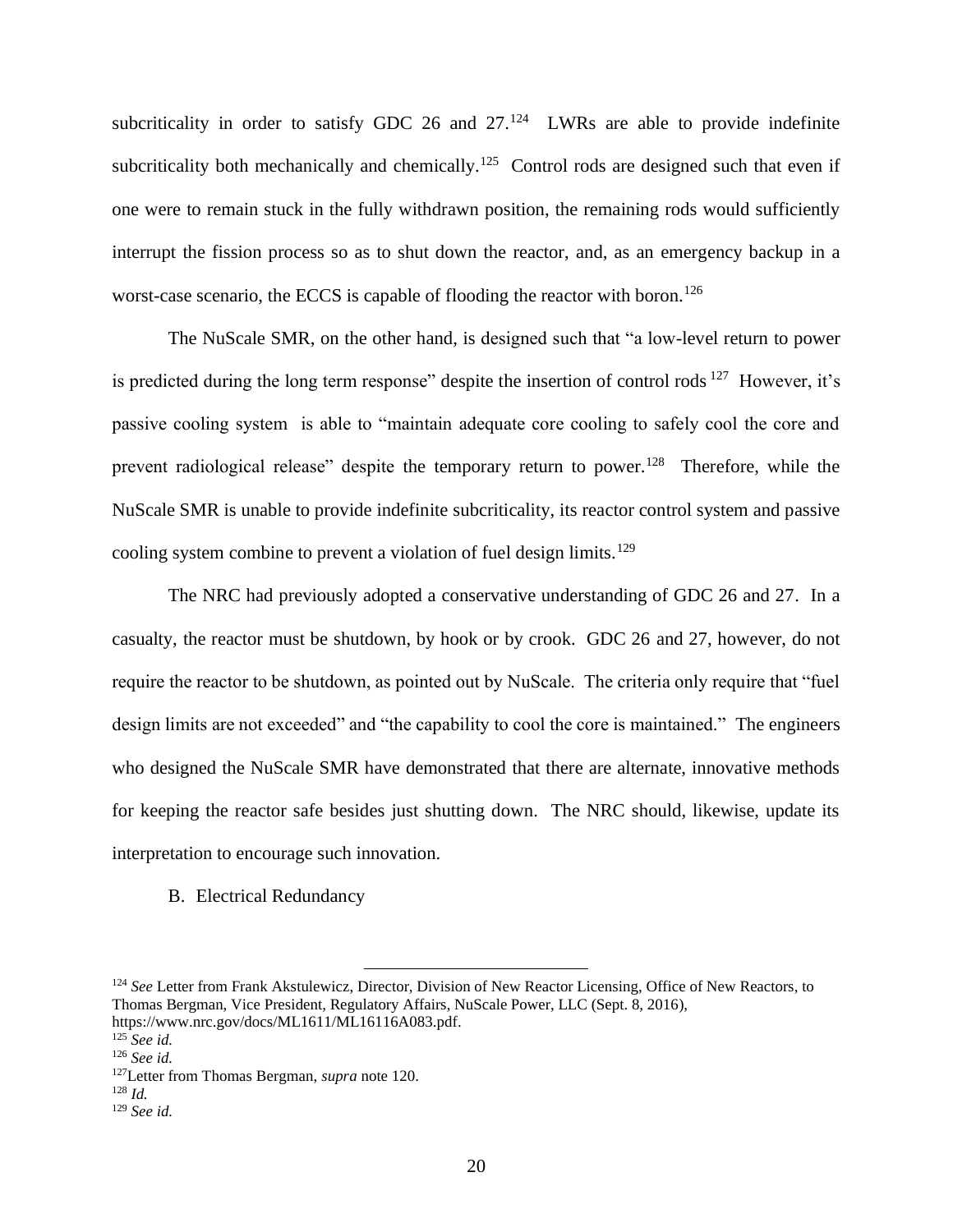subcriticality in order to satisfy GDC 26 and 27.[124] LWRs are able to provide indefinite subcriticality both mechanically and chemically.[125] Control rods are designed such that even if one were to remain stuck in the fully withdrawn position, the remaining rods would sufficiently interrupt the fission process so as to shut down the reactor, and, as an emergency backup in a worst-case scenario, the ECCS is capable of flooding the reactor with boron.[126]

The NuScale SMR, on the other hand, is designed such that "a low-level return to power is predicted during the long term response" despite the insertion of control rods[127] However, it's passive cooling system is able to "maintain adequate core cooling to safely cool the core and prevent radiological release" despite the temporary return to power.[128] Therefore, while the NuScale SMR is unable to provide indefinite subcriticality, its reactor control system and passive cooling system combine to prevent a violation of fuel design limits.[129]

The NRC had previously adopted a conservative understanding of GDC 26 and 27. In a casualty, the reactor must be shutdown, by hook or by crook. GDC 26 and 27, however, do not require the reactor to be shutdown, as pointed out by NuScale. The criteria only require that "fuel design limits are not exceeded" and "the capability to cool the core is maintained." The engineers who designed the NuScale SMR have demonstrated that there are alternate, innovative methods for keeping the reactor safe besides just shutting down. The NRC should, likewise, update its interpretation to encourage such innovation.

B. Electrical Redundancy

---

[124] *See* Letter from Frank Akstulewicz, Director, Division of New Reactor Licensing, Office of New Reactors, to Thomas Bergman, Vice President, Regulatory Affairs, NuScale Power, LLC (Sept. 8, 2016), https://www.nrc.gov/docs/ML1611/ML16116A083.pdf.

[125] *See id.*

[126] *See id.*

[127] Letter from Thomas Bergman, *supra* note 120.

[128] *Id.*

[129] *See id.*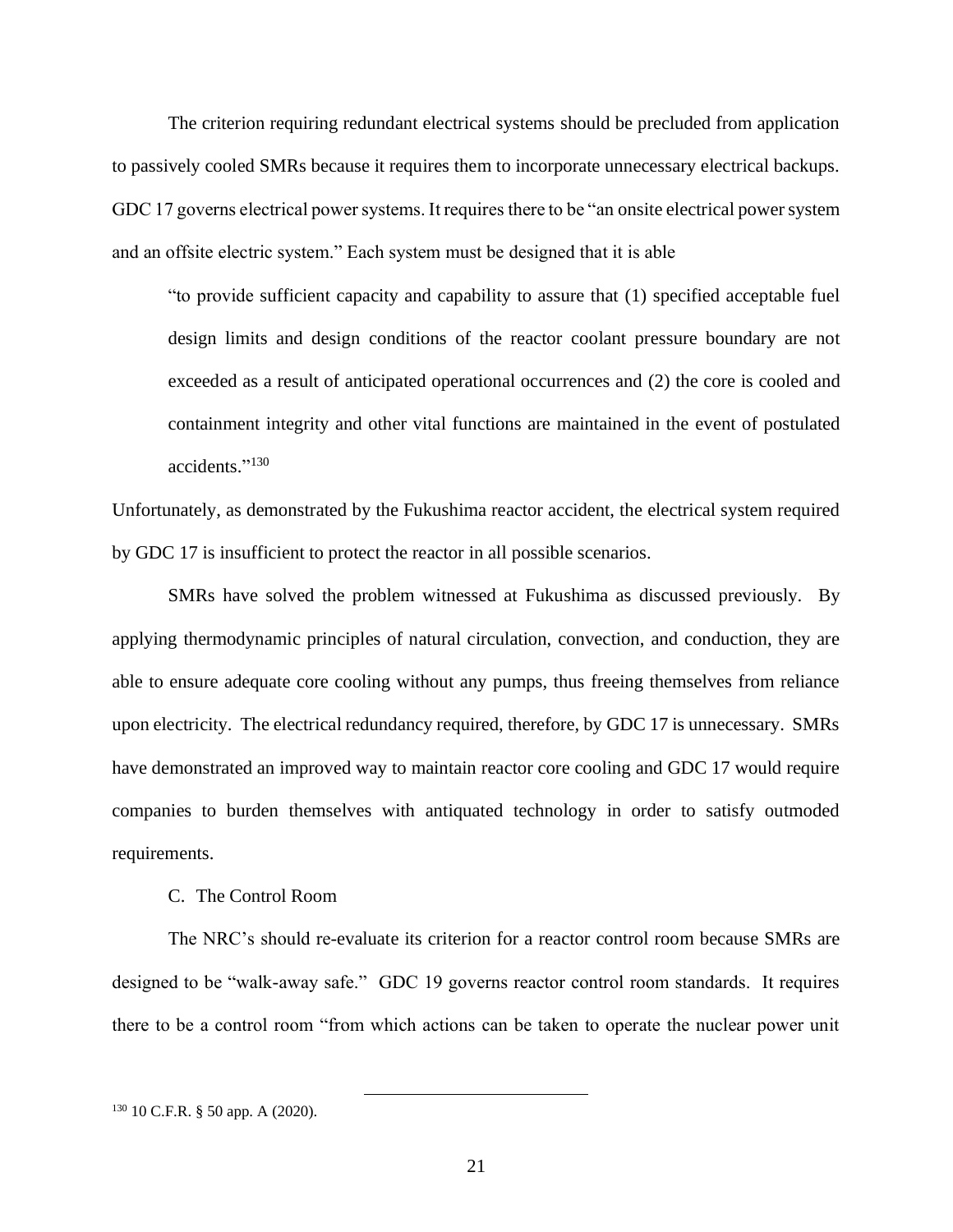The criterion requiring redundant electrical systems should be precluded from application to passively cooled SMRs because it requires them to incorporate unnecessary electrical backups. GDC 17 governs electrical power systems. It requires there to be "an onsite electrical power system and an offsite electric system." Each system must be designed that it is able

> "to provide sufficient capacity and capability to assure that (1) specified acceptable fuel design limits and design conditions of the reactor coolant pressure boundary are not exceeded as a result of anticipated operational occurrences and (2) the core is cooled and containment integrity and other vital functions are maintained in the event of postulated accidents."[130]

Unfortunately, as demonstrated by the Fukushima reactor accident, the electrical system required by GDC 17 is insufficient to protect the reactor in all possible scenarios.

SMRs have solved the problem witnessed at Fukushima as discussed previously. By applying thermodynamic principles of natural circulation, convection, and conduction, they are able to ensure adequate core cooling without any pumps, thus freeing themselves from reliance upon electricity. The electrical redundancy required, therefore, by GDC 17 is unnecessary. SMRs have demonstrated an improved way to maintain reactor core cooling and GDC 17 would require companies to burden themselves with antiquated technology in order to satisfy outmoded requirements.

C. The Control Room

The NRC's should re-evaluate its criterion for a reactor control room because SMRs are designed to be "walk-away safe." GDC 19 governs reactor control room standards. It requires there to be a control room "from which actions can be taken to operate the nuclear power unit

---

[130] 10 C.F.R. § 50 app. A (2020).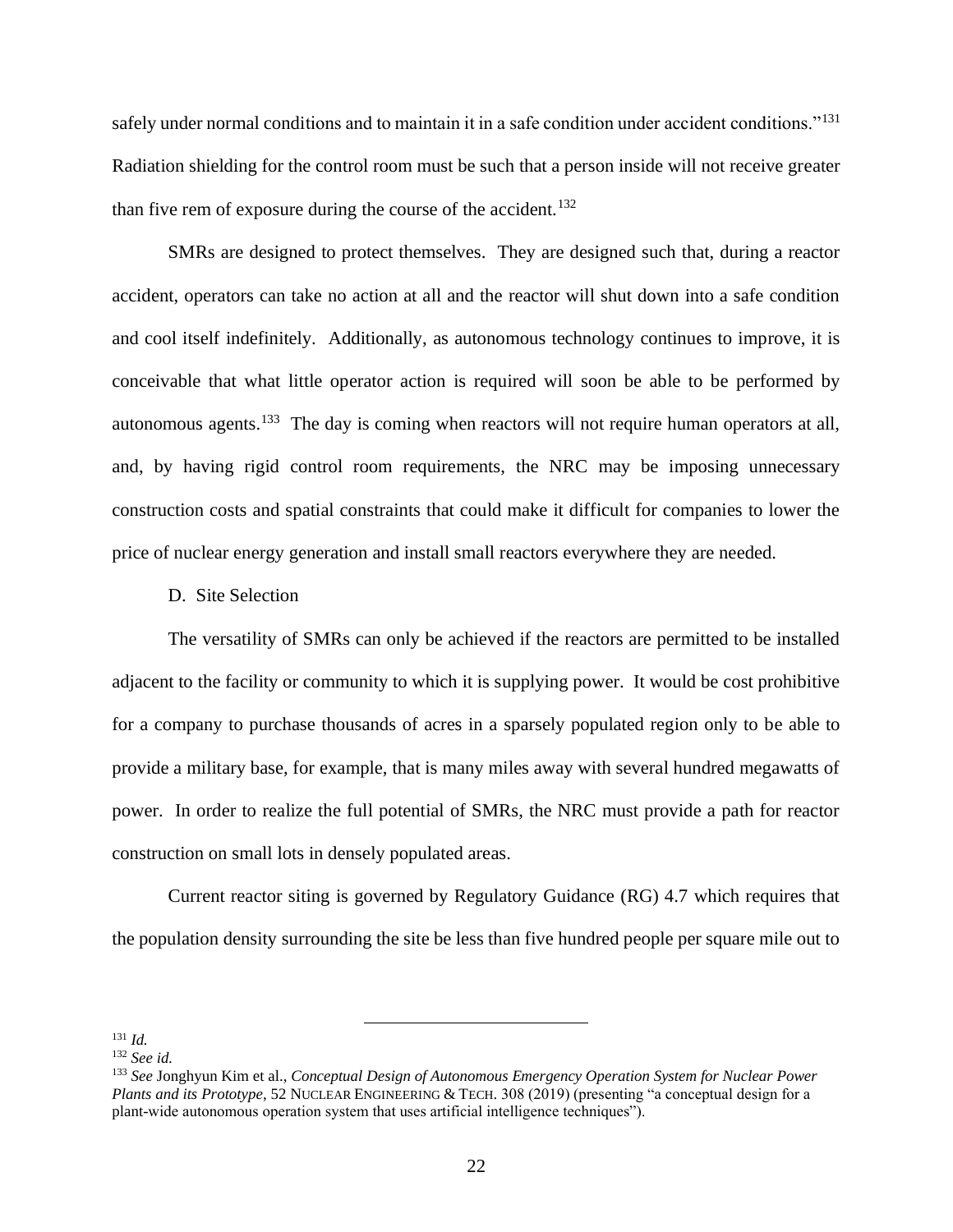safely under normal conditions and to maintain it in a safe condition under accident conditions."[131] Radiation shielding for the control room must be such that a person inside will not receive greater than five rem of exposure during the course of the accident.[132]

SMRs are designed to protect themselves. They are designed such that, during a reactor accident, operators can take no action at all and the reactor will shut down into a safe condition and cool itself indefinitely. Additionally, as autonomous technology continues to improve, it is conceivable that what little operator action is required will soon be able to be performed by autonomous agents.[133] The day is coming when reactors will not require human operators at all, and, by having rigid control room requirements, the NRC may be imposing unnecessary construction costs and spatial constraints that could make it difficult for companies to lower the price of nuclear energy generation and install small reactors everywhere they are needed.

## D. Site Selection

The versatility of SMRs can only be achieved if the reactors are permitted to be installed adjacent to the facility or community to which it is supplying power. It would be cost prohibitive for a company to purchase thousands of acres in a sparsely populated region only to be able to provide a military base, for example, that is many miles away with several hundred megawatts of power. In order to realize the full potential of SMRs, the NRC must provide a path for reactor construction on small lots in densely populated areas.

Current reactor siting is governed by Regulatory Guidance (RG) 4.7 which requires that the population density surrounding the site be less than five hundred people per square mile out to

---

[131] *Id.*

[132] *See id.*

[133] *See* Jonghyun Kim et al., *Conceptual Design of Autonomous Emergency Operation System for Nuclear Power Plants and its Prototype*, 52 NUCLEAR ENGINEERING & TECH. 308 (2019) (presenting "a conceptual design for a plant-wide autonomous operation system that uses artificial intelligence techniques").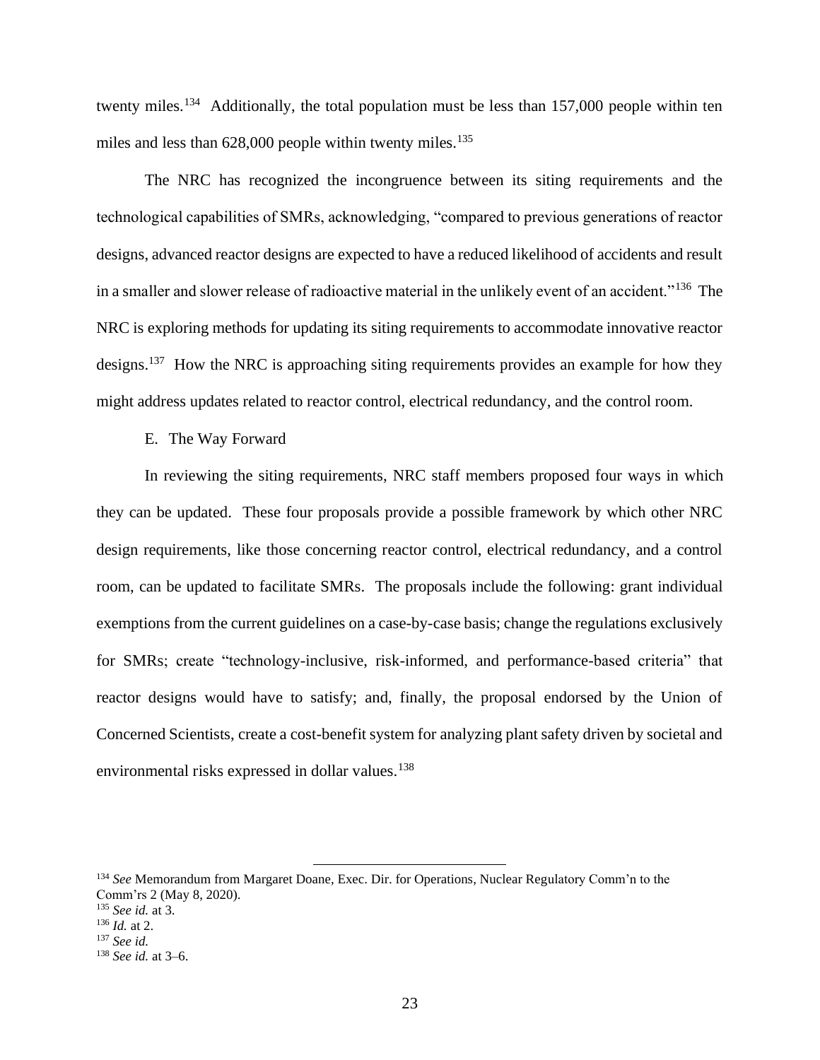twenty miles.[134] Additionally, the total population must be less than 157,000 people within ten miles and less than 628,000 people within twenty miles.[135]

The NRC has recognized the incongruence between its siting requirements and the technological capabilities of SMRs, acknowledging, "compared to previous generations of reactor designs, advanced reactor designs are expected to have a reduced likelihood of accidents and result in a smaller and slower release of radioactive material in the unlikely event of an accident."[136] The NRC is exploring methods for updating its siting requirements to accommodate innovative reactor designs.[137] How the NRC is approaching siting requirements provides an example for how they might address updates related to reactor control, electrical redundancy, and the control room.

### E. The Way Forward

In reviewing the siting requirements, NRC staff members proposed four ways in which they can be updated. These four proposals provide a possible framework by which other NRC design requirements, like those concerning reactor control, electrical redundancy, and a control room, can be updated to facilitate SMRs. The proposals include the following: grant individual exemptions from the current guidelines on a case-by-case basis; change the regulations exclusively for SMRs; create "technology-inclusive, risk-informed, and performance-based criteria" that reactor designs would have to satisfy; and, finally, the proposal endorsed by the Union of Concerned Scientists, create a cost-benefit system for analyzing plant safety driven by societal and environmental risks expressed in dollar values.[138]

---

[134] *See* Memorandum from Margaret Doane, Exec. Dir. for Operations, Nuclear Regulatory Comm'n to the Comm'rs 2 (May 8, 2020).
[135] *See id.* at 3.
[136] *Id.* at 2.
[137] *See id.*
[138] *See id.* at 3–6.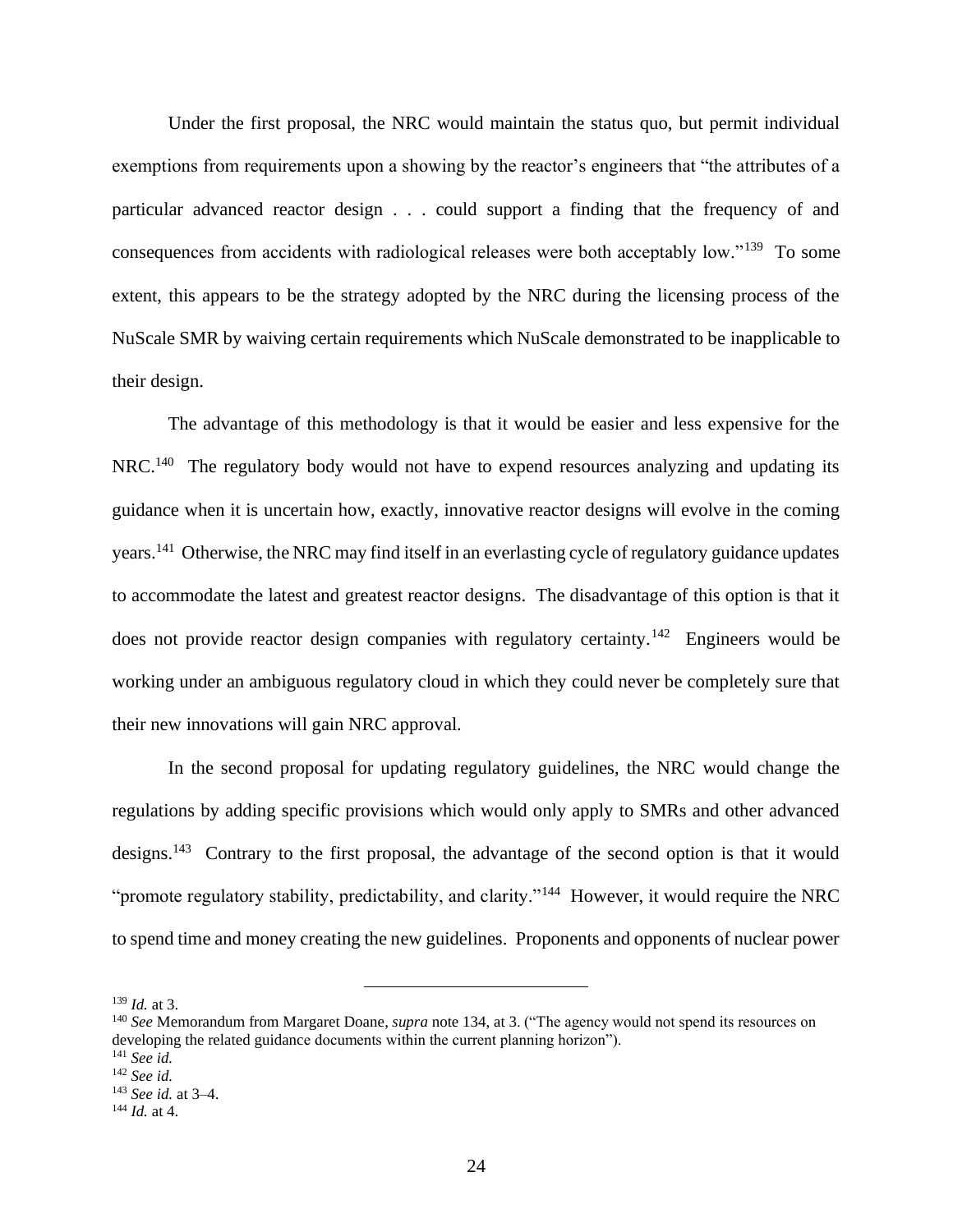Under the first proposal, the NRC would maintain the status quo, but permit individual exemptions from requirements upon a showing by the reactor's engineers that "the attributes of a particular advanced reactor design . . . could support a finding that the frequency of and consequences from accidents with radiological releases were both acceptably low."[139] To some extent, this appears to be the strategy adopted by the NRC during the licensing process of the NuScale SMR by waiving certain requirements which NuScale demonstrated to be inapplicable to their design.

The advantage of this methodology is that it would be easier and less expensive for the NRC.[140] The regulatory body would not have to expend resources analyzing and updating its guidance when it is uncertain how, exactly, innovative reactor designs will evolve in the coming years.[141] Otherwise, the NRC may find itself in an everlasting cycle of regulatory guidance updates to accommodate the latest and greatest reactor designs. The disadvantage of this option is that it does not provide reactor design companies with regulatory certainty.[142] Engineers would be working under an ambiguous regulatory cloud in which they could never be completely sure that their new innovations will gain NRC approval.

In the second proposal for updating regulatory guidelines, the NRC would change the regulations by adding specific provisions which would only apply to SMRs and other advanced designs.[143] Contrary to the first proposal, the advantage of the second option is that it would "promote regulatory stability, predictability, and clarity."[144] However, it would require the NRC to spend time and money creating the new guidelines. Proponents and opponents of nuclear power

---

[139] *Id.* at 3.
[140] *See* Memorandum from Margaret Doane, *supra* note 134, at 3. ("The agency would not spend its resources on developing the related guidance documents within the current planning horizon").
[141] *See id.*
[142] *See id.*
[143] *See id.* at 3–4.
[144] *Id.* at 4.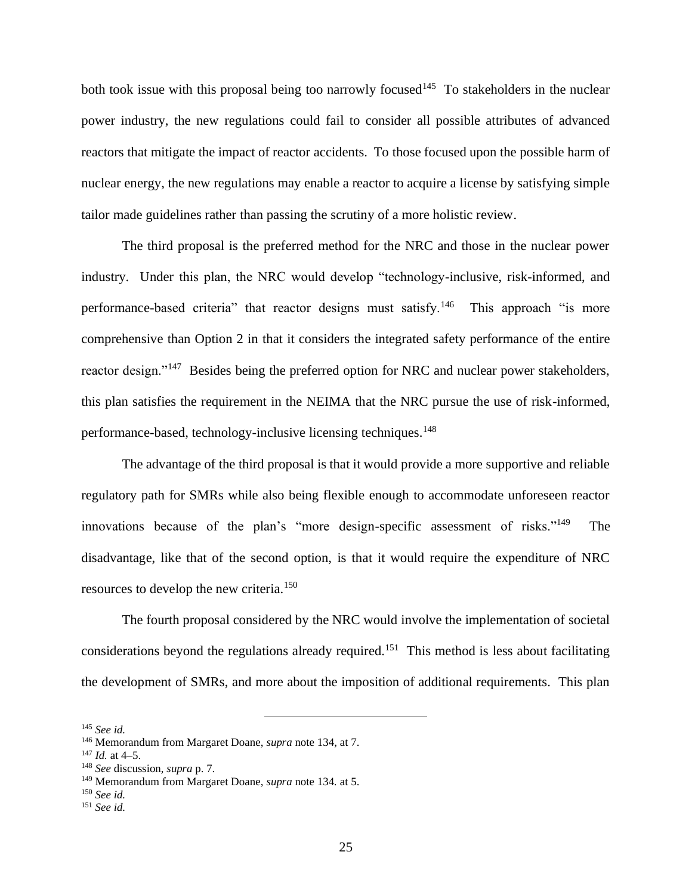both took issue with this proposal being too narrowly focused[145] To stakeholders in the nuclear power industry, the new regulations could fail to consider all possible attributes of advanced reactors that mitigate the impact of reactor accidents. To those focused upon the possible harm of nuclear energy, the new regulations may enable a reactor to acquire a license by satisfying simple tailor made guidelines rather than passing the scrutiny of a more holistic review.

The third proposal is the preferred method for the NRC and those in the nuclear power industry. Under this plan, the NRC would develop "technology-inclusive, risk-informed, and performance-based criteria" that reactor designs must satisfy.[146] This approach "is more comprehensive than Option 2 in that it considers the integrated safety performance of the entire reactor design."[147] Besides being the preferred option for NRC and nuclear power stakeholders, this plan satisfies the requirement in the NEIMA that the NRC pursue the use of risk-informed, performance-based, technology-inclusive licensing techniques.[148]

The advantage of the third proposal is that it would provide a more supportive and reliable regulatory path for SMRs while also being flexible enough to accommodate unforeseen reactor innovations because of the plan's "more design-specific assessment of risks."[149] The disadvantage, like that of the second option, is that it would require the expenditure of NRC resources to develop the new criteria.[150]

The fourth proposal considered by the NRC would involve the implementation of societal considerations beyond the regulations already required.[151] This method is less about facilitating the development of SMRs, and more about the imposition of additional requirements. This plan

---

[145] *See id.*

[146] Memorandum from Margaret Doane, *supra* note 134, at 7.

[147] *Id.* at 4–5.

[148] *See* discussion, *supra* p. 7.

[149] Memorandum from Margaret Doane, *supra* note 134. at 5.

[150] *See id.*

[151] *See id.*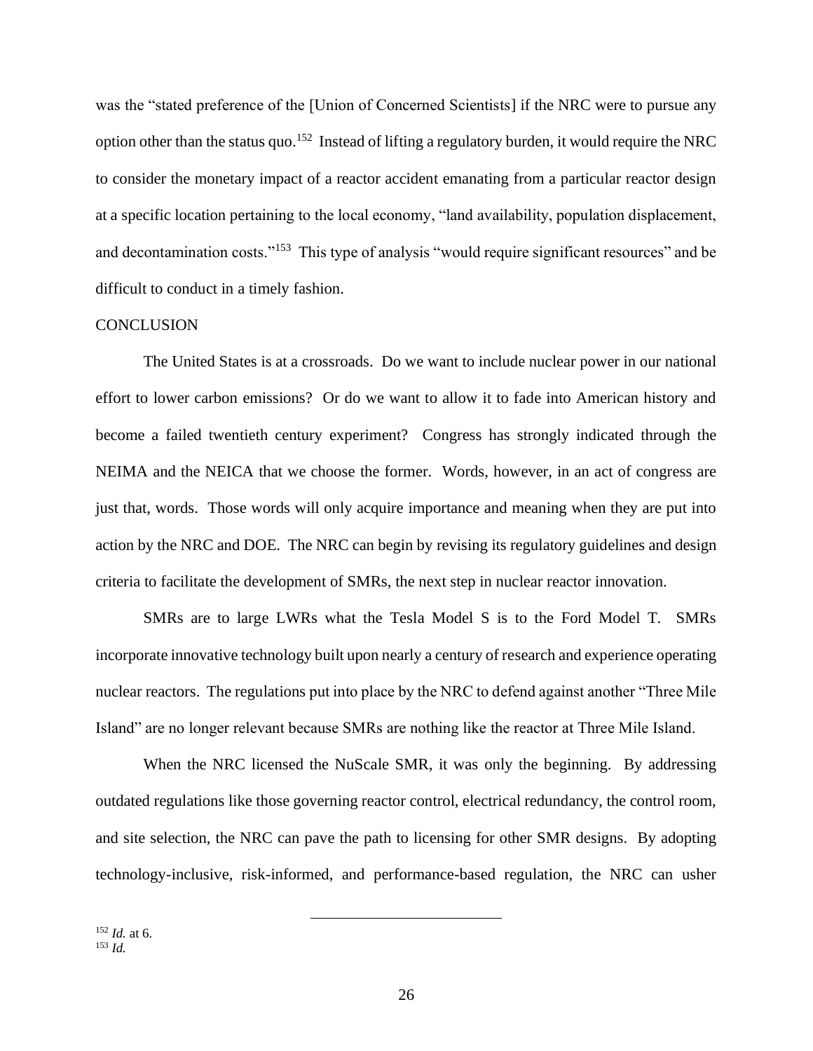was the "stated preference of the [Union of Concerned Scientists] if the NRC were to pursue any option other than the status quo.[152] Instead of lifting a regulatory burden, it would require the NRC to consider the monetary impact of a reactor accident emanating from a particular reactor design at a specific location pertaining to the local economy, "land availability, population displacement, and decontamination costs."[153] This type of analysis "would require significant resources" and be difficult to conduct in a timely fashion.

## CONCLUSION

The United States is at a crossroads. Do we want to include nuclear power in our national effort to lower carbon emissions? Or do we want to allow it to fade into American history and become a failed twentieth century experiment? Congress has strongly indicated through the NEIMA and the NEICA that we choose the former. Words, however, in an act of congress are just that, words. Those words will only acquire importance and meaning when they are put into action by the NRC and DOE. The NRC can begin by revising its regulatory guidelines and design criteria to facilitate the development of SMRs, the next step in nuclear reactor innovation.

SMRs are to large LWRs what the Tesla Model S is to the Ford Model T. SMRs incorporate innovative technology built upon nearly a century of research and experience operating nuclear reactors. The regulations put into place by the NRC to defend against another "Three Mile Island" are no longer relevant because SMRs are nothing like the reactor at Three Mile Island.

When the NRC licensed the NuScale SMR, it was only the beginning. By addressing outdated regulations like those governing reactor control, electrical redundancy, the control room, and site selection, the NRC can pave the path to licensing for other SMR designs. By adopting technology-inclusive, risk-informed, and performance-based regulation, the NRC can usher

---

[152] *Id.* at 6.
[153] *Id.*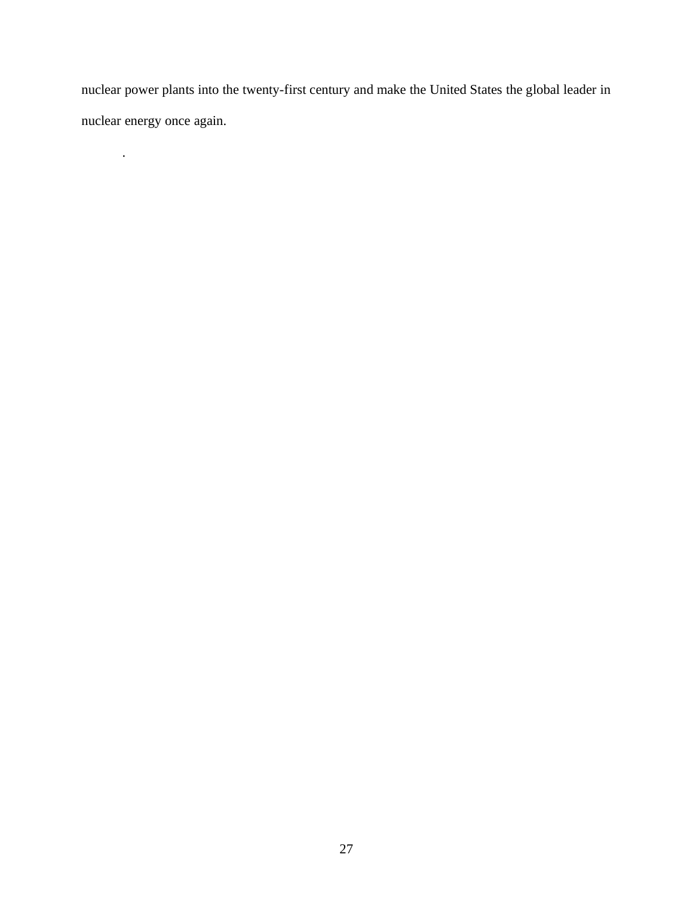nuclear power plants into the twenty-first century and make the United States the global leader in nuclear energy once again.

.